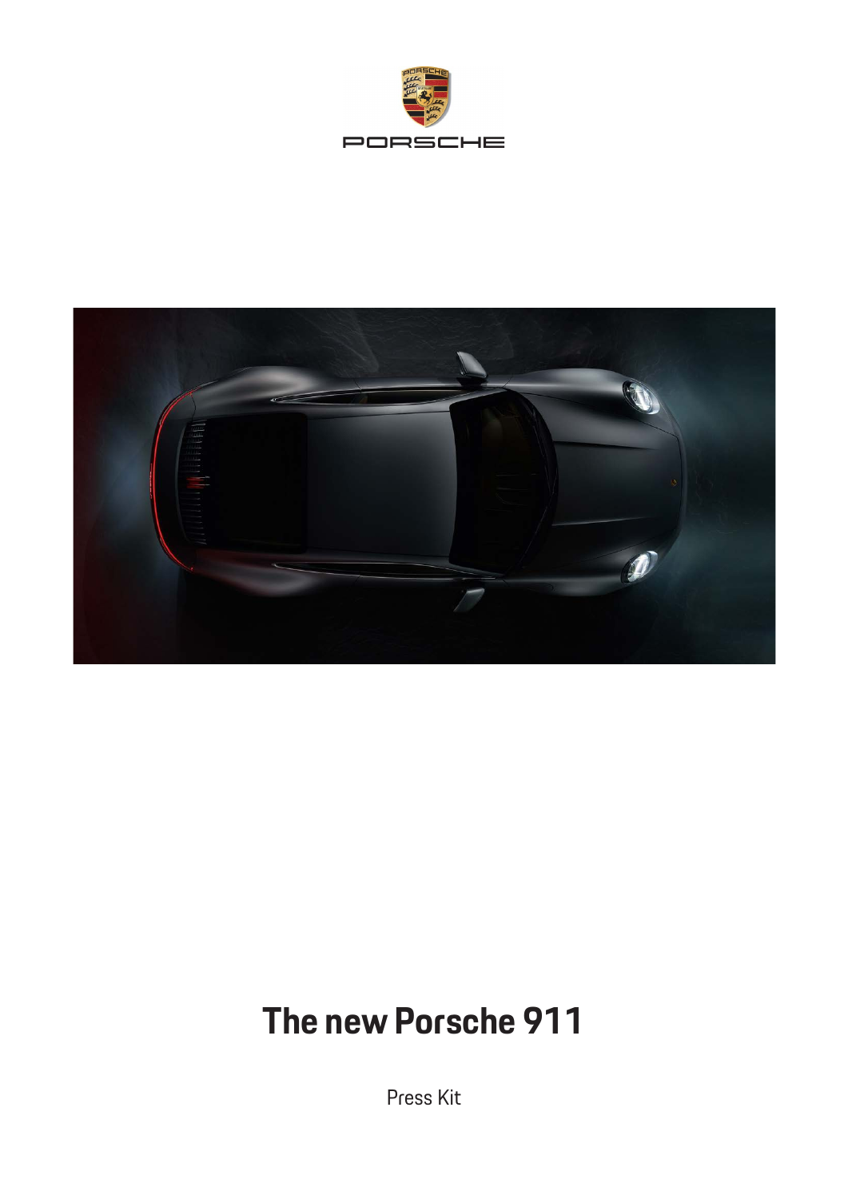# The new Porsche 911

Press Kit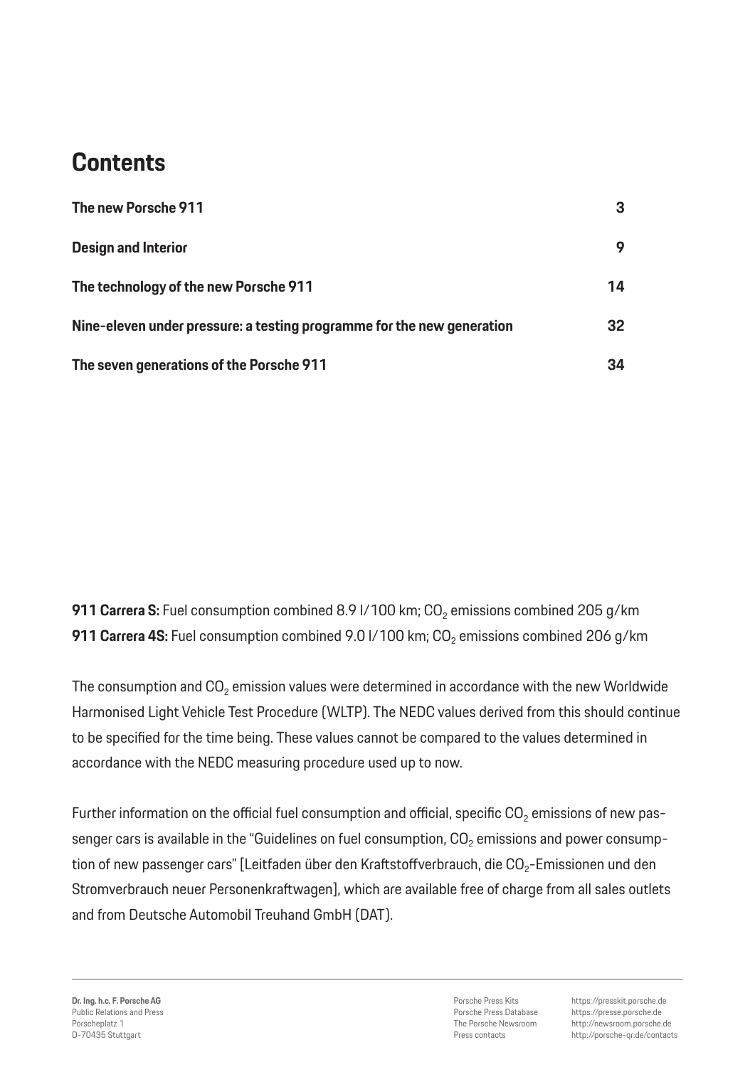# Contents

| | |
|---|---|
| **The new Porsche 911** | **3** |
| **Design and Interior** | **9** |
| **The technology of the new Porsche 911** | **14** |
| **Nine-eleven under pressure: a testing programme for the new generation** | **32** |
| **The seven generations of the Porsche 911** | **34** |

**911 Carrera S:** Fuel consumption combined 8.9 l/100 km; $CO_2$ emissions combined 205 g/km
**911 Carrera 4S:** Fuel consumption combined 9.0 l/100 km; $CO_2$ emissions combined 206 g/km

The consumption and $CO_2$ emission values were determined in accordance with the new Worldwide Harmonised Light Vehicle Test Procedure (WLTP). The NEDC values derived from this should continue to be specified for the time being. These values cannot be compared to the values determined in accordance with the NEDC measuring procedure used up to now.

Further information on the official fuel consumption and official, specific $CO_2$ emissions of new passenger cars is available in the "Guidelines on fuel consumption, $CO_2$ emissions and power consumption of new passenger cars" [Leitfaden über den Kraftstoffverbrauch, die $CO_2$-Emissionen und den Stromverbrauch neuer Personenkraftwagen], which are available free of charge from all sales outlets and from Deutsche Automobil Treuhand GmbH (DAT).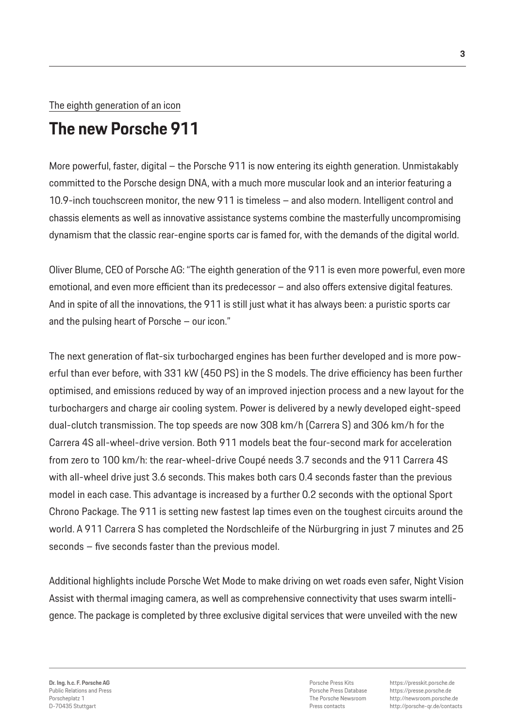The eighth generation of an icon

# The new Porsche 911

More powerful, faster, digital – the Porsche 911 is now entering its eighth generation. Unmistakably committed to the Porsche design DNA, with a much more muscular look and an interior featuring a 10.9-inch touchscreen monitor, the new 911 is timeless – and also modern. Intelligent control and chassis elements as well as innovative assistance systems combine the masterfully uncompromising dynamism that the classic rear-engine sports car is famed for, with the demands of the digital world.

Oliver Blume, CEO of Porsche AG: "The eighth generation of the 911 is even more powerful, even more emotional, and even more efficient than its predecessor – and also offers extensive digital features. And in spite of all the innovations, the 911 is still just what it has always been: a puristic sports car and the pulsing heart of Porsche – our icon."

The next generation of flat-six turbocharged engines has been further developed and is more powerful than ever before, with 331 kW (450 PS) in the S models. The drive efficiency has been further optimised, and emissions reduced by way of an improved injection process and a new layout for the turbochargers and charge air cooling system. Power is delivered by a newly developed eight-speed dual-clutch transmission. The top speeds are now 308 km/h (Carrera S) and 306 km/h for the Carrera 4S all-wheel-drive version. Both 911 models beat the four-second mark for acceleration from zero to 100 km/h: the rear-wheel-drive Coupé needs 3.7 seconds and the 911 Carrera 4S with all-wheel drive just 3.6 seconds. This makes both cars 0.4 seconds faster than the previous model in each case. This advantage is increased by a further 0.2 seconds with the optional Sport Chrono Package. The 911 is setting new fastest lap times even on the toughest circuits around the world. A 911 Carrera S has completed the Nordschleife of the Nürburgring in just 7 minutes and 25 seconds – five seconds faster than the previous model.

Additional highlights include Porsche Wet Mode to make driving on wet roads even safer, Night Vision Assist with thermal imaging camera, as well as comprehensive connectivity that uses swarm intelligence. The package is completed by three exclusive digital services that were unveiled with the new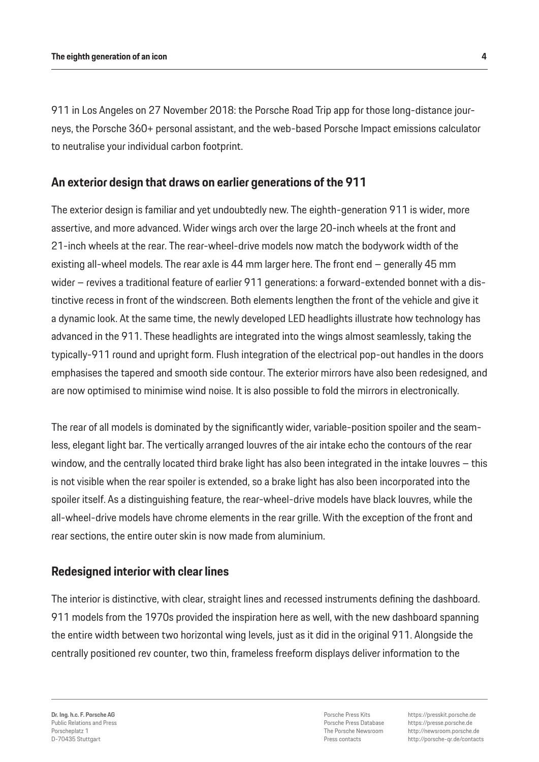911 in Los Angeles on 27 November 2018: the Porsche Road Trip app for those long-distance journeys, the Porsche 360+ personal assistant, and the web-based Porsche Impact emissions calculator to neutralise your individual carbon footprint.

## An exterior design that draws on earlier generations of the 911

The exterior design is familiar and yet undoubtedly new. The eighth-generation 911 is wider, more assertive, and more advanced. Wider wings arch over the large 20-inch wheels at the front and 21-inch wheels at the rear. The rear-wheel-drive models now match the bodywork width of the existing all-wheel models. The rear axle is 44 mm larger here. The front end – generally 45 mm wider – revives a traditional feature of earlier 911 generations: a forward-extended bonnet with a distinctive recess in front of the windscreen. Both elements lengthen the front of the vehicle and give it a dynamic look. At the same time, the newly developed LED headlights illustrate how technology has advanced in the 911. These headlights are integrated into the wings almost seamlessly, taking the typically-911 round and upright form. Flush integration of the electrical pop-out handles in the doors emphasises the tapered and smooth side contour. The exterior mirrors have also been redesigned, and are now optimised to minimise wind noise. It is also possible to fold the mirrors in electronically.

The rear of all models is dominated by the significantly wider, variable-position spoiler and the seamless, elegant light bar. The vertically arranged louvres of the air intake echo the contours of the rear window, and the centrally located third brake light has also been integrated in the intake louvres – this is not visible when the rear spoiler is extended, so a brake light has also been incorporated into the spoiler itself. As a distinguishing feature, the rear-wheel-drive models have black louvres, while the all-wheel-drive models have chrome elements in the rear grille. With the exception of the front and rear sections, the entire outer skin is now made from aluminium.

## Redesigned interior with clear lines

The interior is distinctive, with clear, straight lines and recessed instruments defining the dashboard. 911 models from the 1970s provided the inspiration here as well, with the new dashboard spanning the entire width between two horizontal wing levels, just as it did in the original 911. Alongside the centrally positioned rev counter, two thin, frameless freeform displays deliver information to the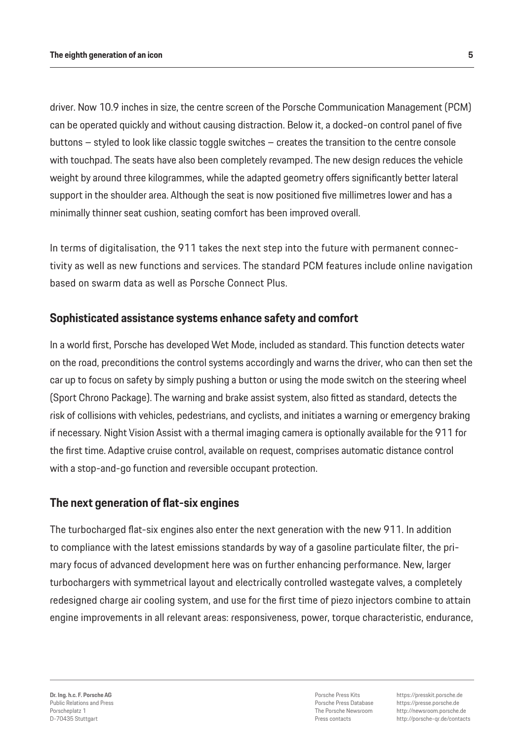driver. Now 10.9 inches in size, the centre screen of the Porsche Communication Management (PCM) can be operated quickly and without causing distraction. Below it, a docked-on control panel of five buttons – styled to look like classic toggle switches – creates the transition to the centre console with touchpad. The seats have also been completely revamped. The new design reduces the vehicle weight by around three kilogrammes, while the adapted geometry offers significantly better lateral support in the shoulder area. Although the seat is now positioned five millimetres lower and has a minimally thinner seat cushion, seating comfort has been improved overall.

In terms of digitalisation, the 911 takes the next step into the future with permanent connectivity as well as new functions and services. The standard PCM features include online navigation based on swarm data as well as Porsche Connect Plus.

## Sophisticated assistance systems enhance safety and comfort

In a world first, Porsche has developed Wet Mode, included as standard. This function detects water on the road, preconditions the control systems accordingly and warns the driver, who can then set the car up to focus on safety by simply pushing a button or using the mode switch on the steering wheel (Sport Chrono Package). The warning and brake assist system, also fitted as standard, detects the risk of collisions with vehicles, pedestrians, and cyclists, and initiates a warning or emergency braking if necessary. Night Vision Assist with a thermal imaging camera is optionally available for the 911 for the first time. Adaptive cruise control, available on request, comprises automatic distance control with a stop-and-go function and reversible occupant protection.

## The next generation of flat-six engines

The turbocharged flat-six engines also enter the next generation with the new 911. In addition to compliance with the latest emissions standards by way of a gasoline particulate filter, the primary focus of advanced development here was on further enhancing performance. New, larger turbochargers with symmetrical layout and electrically controlled wastegate valves, a completely redesigned charge air cooling system, and use for the first time of piezo injectors combine to attain engine improvements in all relevant areas: responsiveness, power, torque characteristic, endurance,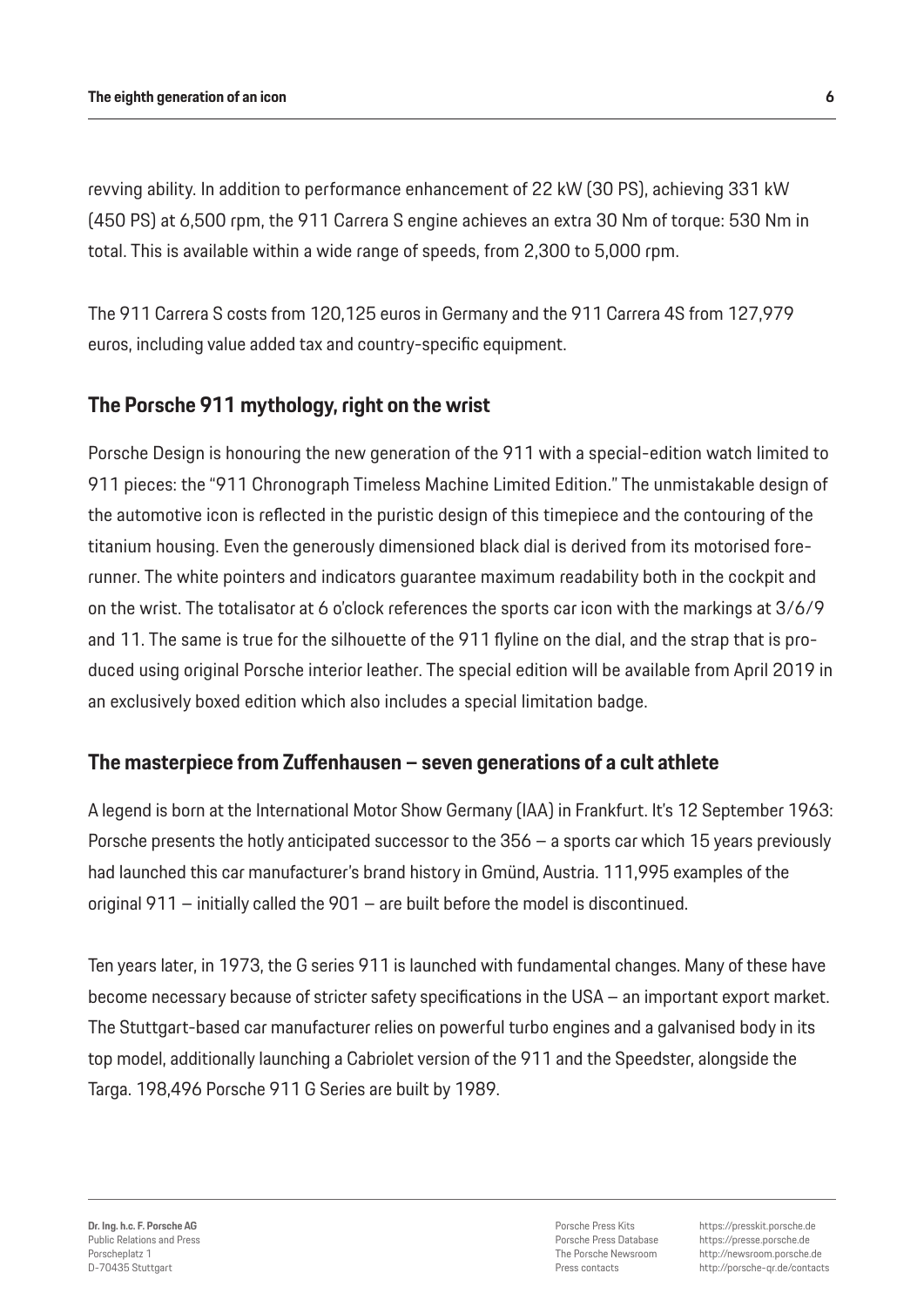revving ability. In addition to performance enhancement of 22 kW (30 PS), achieving 331 kW (450 PS) at 6,500 rpm, the 911 Carrera S engine achieves an extra 30 Nm of torque: 530 Nm in total. This is available within a wide range of speeds, from 2,300 to 5,000 rpm.

The 911 Carrera S costs from 120,125 euros in Germany and the 911 Carrera 4S from 127,979 euros, including value added tax and country-specific equipment.

## The Porsche 911 mythology, right on the wrist

Porsche Design is honouring the new generation of the 911 with a special-edition watch limited to 911 pieces: the "911 Chronograph Timeless Machine Limited Edition." The unmistakable design of the automotive icon is reflected in the puristic design of this timepiece and the contouring of the titanium housing. Even the generously dimensioned black dial is derived from its motorised fore-runner. The white pointers and indicators guarantee maximum readability both in the cockpit and on the wrist. The totalisator at 6 o'clock references the sports car icon with the markings at 3/6/9 and 11. The same is true for the silhouette of the 911 flyline on the dial, and the strap that is produced using original Porsche interior leather. The special edition will be available from April 2019 in an exclusively boxed edition which also includes a special limitation badge.

## The masterpiece from Zuffenhausen – seven generations of a cult athlete

A legend is born at the International Motor Show Germany (IAA) in Frankfurt. It's 12 September 1963: Porsche presents the hotly anticipated successor to the 356 – a sports car which 15 years previously had launched this car manufacturer's brand history in Gmünd, Austria. 111,995 examples of the original 911 – initially called the 901 – are built before the model is discontinued.

Ten years later, in 1973, the G series 911 is launched with fundamental changes. Many of these have become necessary because of stricter safety specifications in the USA – an important export market. The Stuttgart-based car manufacturer relies on powerful turbo engines and a galvanised body in its top model, additionally launching a Cabriolet version of the 911 and the Speedster, alongside the Targa. 198,496 Porsche 911 G Series are built by 1989.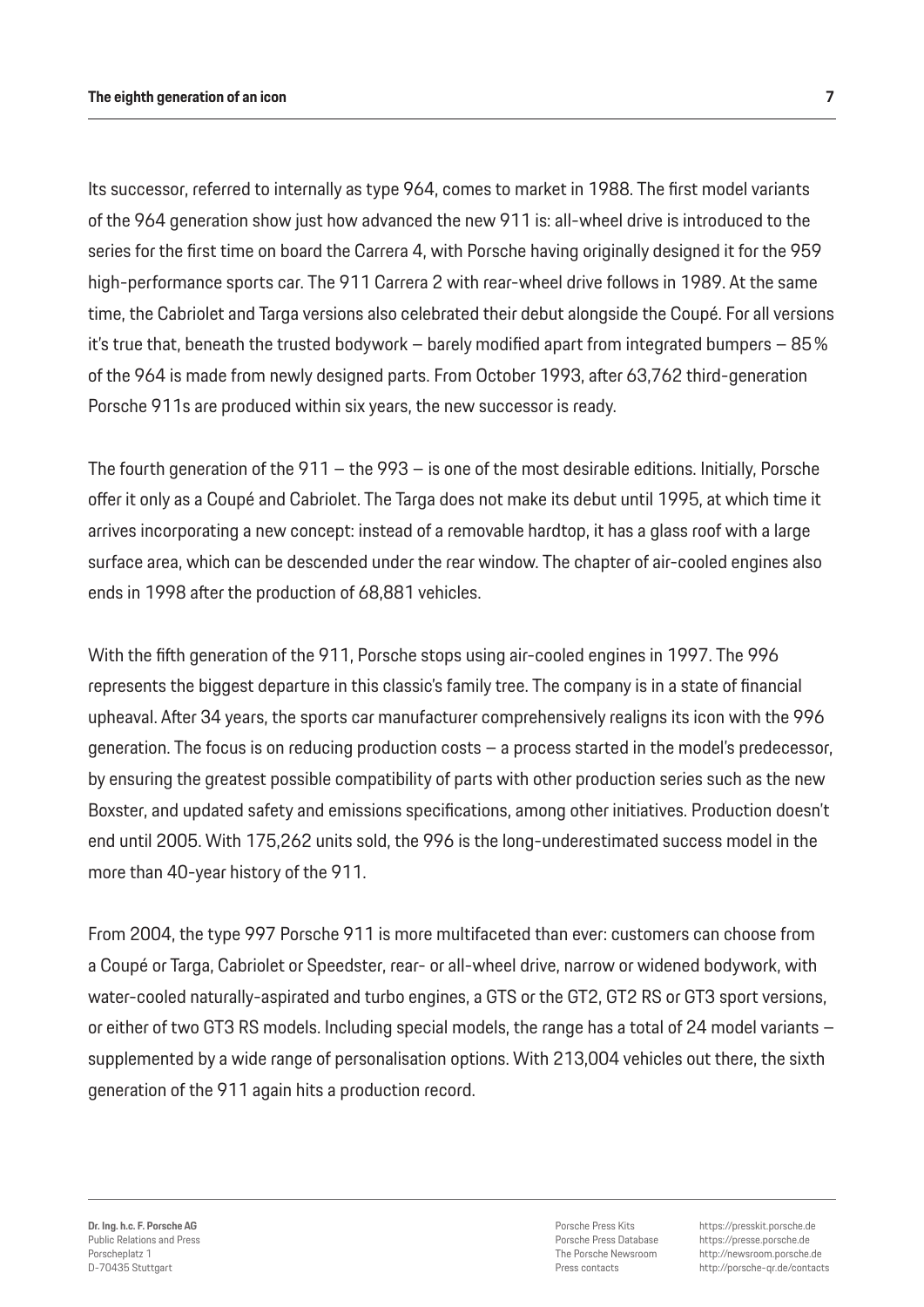Its successor, referred to internally as type 964, comes to market in 1988. The first model variants of the 964 generation show just how advanced the new 911 is: all-wheel drive is introduced to the series for the first time on board the Carrera 4, with Porsche having originally designed it for the 959 high-performance sports car. The 911 Carrera 2 with rear-wheel drive follows in 1989. At the same time, the Cabriolet and Targa versions also celebrated their debut alongside the Coupé. For all versions it's true that, beneath the trusted bodywork – barely modified apart from integrated bumpers – 85 % of the 964 is made from newly designed parts. From October 1993, after 63,762 third-generation Porsche 911s are produced within six years, the new successor is ready.

The fourth generation of the 911 – the 993 – is one of the most desirable editions. Initially, Porsche offer it only as a Coupé and Cabriolet. The Targa does not make its debut until 1995, at which time it arrives incorporating a new concept: instead of a removable hardtop, it has a glass roof with a large surface area, which can be descended under the rear window. The chapter of air-cooled engines also ends in 1998 after the production of 68,881 vehicles.

With the fifth generation of the 911, Porsche stops using air-cooled engines in 1997. The 996 represents the biggest departure in this classic's family tree. The company is in a state of financial upheaval. After 34 years, the sports car manufacturer comprehensively realigns its icon with the 996 generation. The focus is on reducing production costs – a process started in the model's predecessor, by ensuring the greatest possible compatibility of parts with other production series such as the new Boxster, and updated safety and emissions specifications, among other initiatives. Production doesn't end until 2005. With 175,262 units sold, the 996 is the long-underestimated success model in the more than 40-year history of the 911.

From 2004, the type 997 Porsche 911 is more multifaceted than ever: customers can choose from a Coupé or Targa, Cabriolet or Speedster, rear- or all-wheel drive, narrow or widened bodywork, with water-cooled naturally-aspirated and turbo engines, a GTS or the GT2, GT2 RS or GT3 sport versions, or either of two GT3 RS models. Including special models, the range has a total of 24 model variants – supplemented by a wide range of personalisation options. With 213,004 vehicles out there, the sixth generation of the 911 again hits a production record.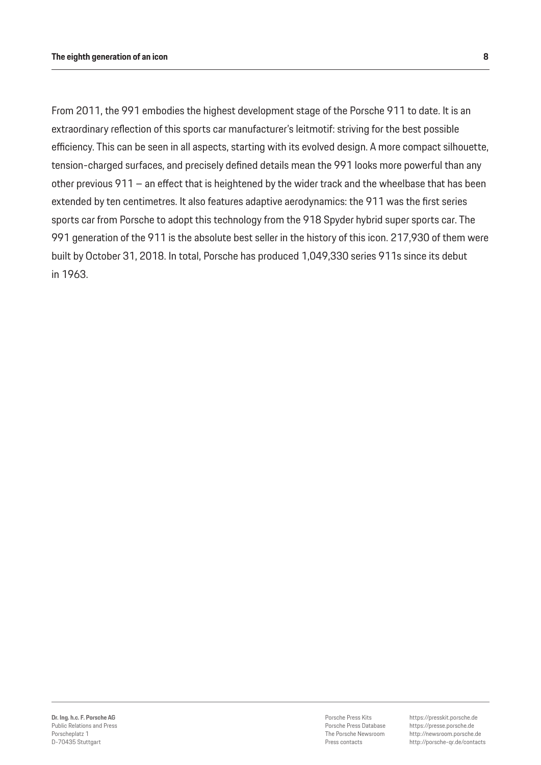From 2011, the 991 embodies the highest development stage of the Porsche 911 to date. It is an extraordinary reflection of this sports car manufacturer's leitmotif: striving for the best possible efficiency. This can be seen in all aspects, starting with its evolved design. A more compact silhouette, tension-charged surfaces, and precisely defined details mean the 991 looks more powerful than any other previous 911 – an effect that is heightened by the wider track and the wheelbase that has been extended by ten centimetres. It also features adaptive aerodynamics: the 911 was the first series sports car from Porsche to adopt this technology from the 918 Spyder hybrid super sports car. The 991 generation of the 911 is the absolute best seller in the history of this icon. 217,930 of them were built by October 31, 2018. In total, Porsche has produced 1,049,330 series 911s since its debut in 1963.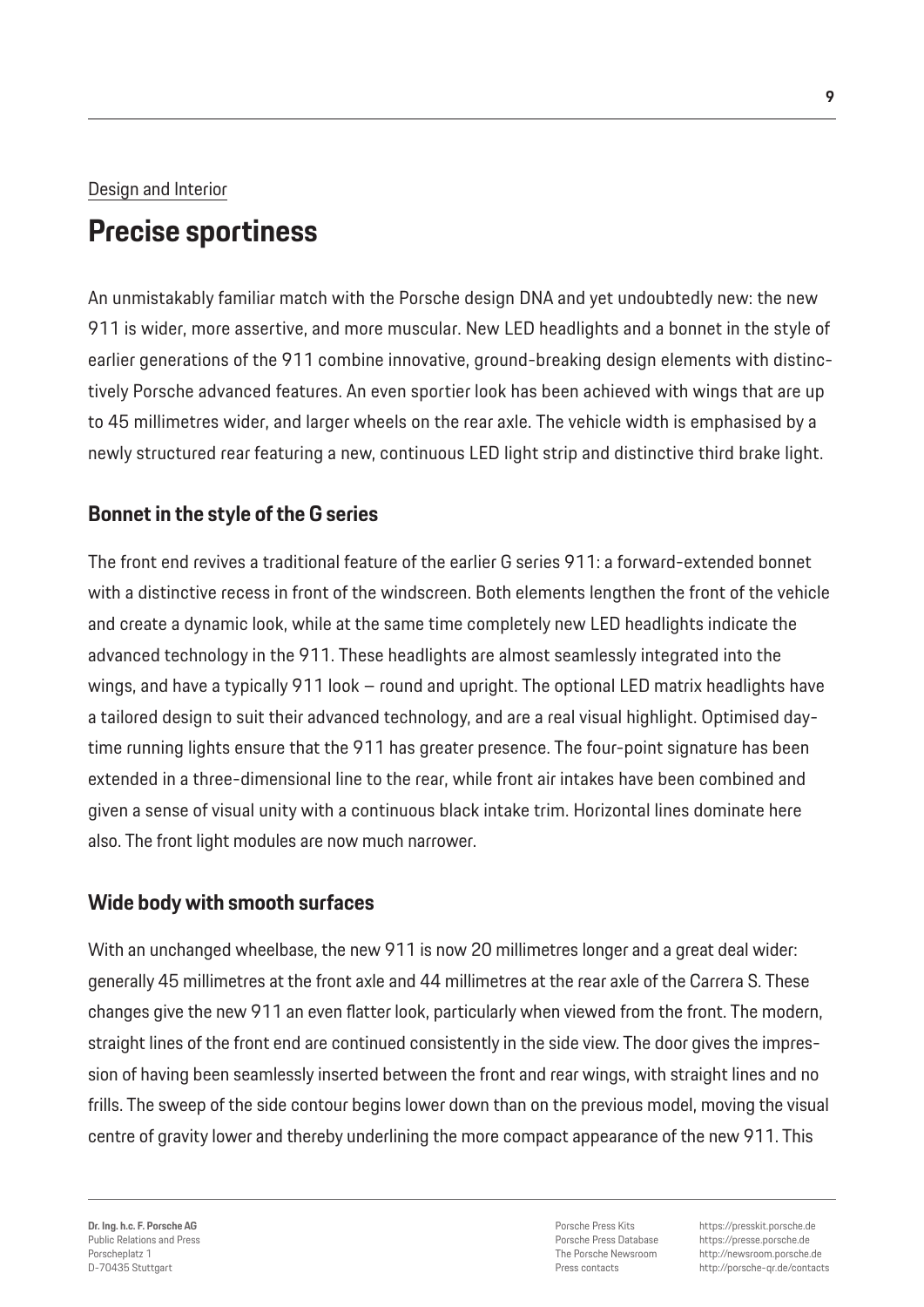Design and Interior

# Precise sportiness

An unmistakably familiar match with the Porsche design DNA and yet undoubtedly new: the new 911 is wider, more assertive, and more muscular. New LED headlights and a bonnet in the style of earlier generations of the 911 combine innovative, ground-breaking design elements with distinctively Porsche advanced features. An even sportier look has been achieved with wings that are up to 45 millimetres wider, and larger wheels on the rear axle. The vehicle width is emphasised by a newly structured rear featuring a new, continuous LED light strip and distinctive third brake light.

## Bonnet in the style of the G series

The front end revives a traditional feature of the earlier G series 911: a forward-extended bonnet with a distinctive recess in front of the windscreen. Both elements lengthen the front of the vehicle and create a dynamic look, while at the same time completely new LED headlights indicate the advanced technology in the 911. These headlights are almost seamlessly integrated into the wings, and have a typically 911 look – round and upright. The optional LED matrix headlights have a tailored design to suit their advanced technology, and are a real visual highlight. Optimised daytime running lights ensure that the 911 has greater presence. The four-point signature has been extended in a three-dimensional line to the rear, while front air intakes have been combined and given a sense of visual unity with a continuous black intake trim. Horizontal lines dominate here also. The front light modules are now much narrower.

## Wide body with smooth surfaces

With an unchanged wheelbase, the new 911 is now 20 millimetres longer and a great deal wider: generally 45 millimetres at the front axle and 44 millimetres at the rear axle of the Carrera S. These changes give the new 911 an even flatter look, particularly when viewed from the front. The modern, straight lines of the front end are continued consistently in the side view. The door gives the impression of having been seamlessly inserted between the front and rear wings, with straight lines and no frills. The sweep of the side contour begins lower down than on the previous model, moving the visual centre of gravity lower and thereby underlining the more compact appearance of the new 911. This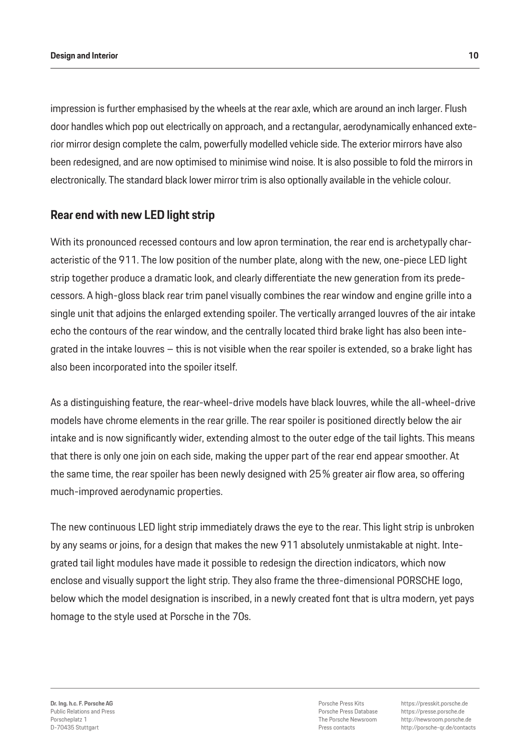impression is further emphasised by the wheels at the rear axle, which are around an inch larger. Flush door handles which pop out electrically on approach, and a rectangular, aerodynamically enhanced exterior mirror design complete the calm, powerfully modelled vehicle side. The exterior mirrors have also been redesigned, and are now optimised to minimise wind noise. It is also possible to fold the mirrors in electronically. The standard black lower mirror trim is also optionally available in the vehicle colour.

## Rear end with new LED light strip

With its pronounced recessed contours and low apron termination, the rear end is archetypally characteristic of the 911. The low position of the number plate, along with the new, one-piece LED light strip together produce a dramatic look, and clearly differentiate the new generation from its predecessors. A high-gloss black rear trim panel visually combines the rear window and engine grille into a single unit that adjoins the enlarged extending spoiler. The vertically arranged louvres of the air intake echo the contours of the rear window, and the centrally located third brake light has also been integrated in the intake louvres – this is not visible when the rear spoiler is extended, so a brake light has also been incorporated into the spoiler itself.

As a distinguishing feature, the rear-wheel-drive models have black louvres, while the all-wheel-drive models have chrome elements in the rear grille. The rear spoiler is positioned directly below the air intake and is now significantly wider, extending almost to the outer edge of the tail lights. This means that there is only one join on each side, making the upper part of the rear end appear smoother. At the same time, the rear spoiler has been newly designed with 25% greater air flow area, so offering much-improved aerodynamic properties.

The new continuous LED light strip immediately draws the eye to the rear. This light strip is unbroken by any seams or joins, for a design that makes the new 911 absolutely unmistakable at night. Integrated tail light modules have made it possible to redesign the direction indicators, which now enclose and visually support the light strip. They also frame the three-dimensional PORSCHE logo, below which the model designation is inscribed, in a newly created font that is ultra modern, yet pays homage to the style used at Porsche in the 70s.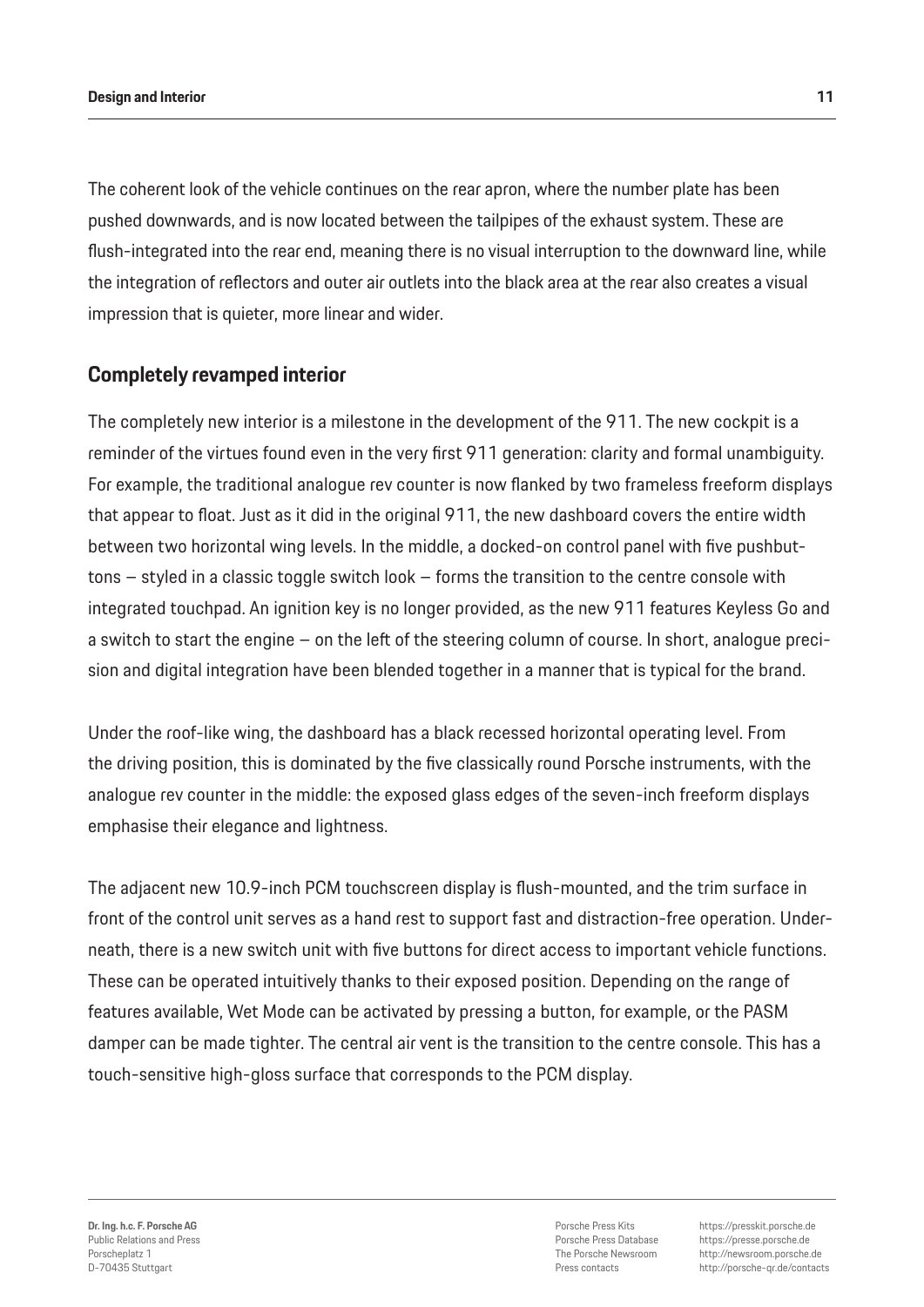The coherent look of the vehicle continues on the rear apron, where the number plate has been pushed downwards, and is now located between the tailpipes of the exhaust system. These are flush-integrated into the rear end, meaning there is no visual interruption to the downward line, while the integration of reflectors and outer air outlets into the black area at the rear also creates a visual impression that is quieter, more linear and wider.

## Completely revamped interior

The completely new interior is a milestone in the development of the 911. The new cockpit is a reminder of the virtues found even in the very first 911 generation: clarity and formal unambiguity. For example, the traditional analogue rev counter is now flanked by two frameless freeform displays that appear to float. Just as it did in the original 911, the new dashboard covers the entire width between two horizontal wing levels. In the middle, a docked-on control panel with five pushbuttons – styled in a classic toggle switch look – forms the transition to the centre console with integrated touchpad. An ignition key is no longer provided, as the new 911 features Keyless Go and a switch to start the engine – on the left of the steering column of course. In short, analogue precision and digital integration have been blended together in a manner that is typical for the brand.

Under the roof-like wing, the dashboard has a black recessed horizontal operating level. From the driving position, this is dominated by the five classically round Porsche instruments, with the analogue rev counter in the middle: the exposed glass edges of the seven-inch freeform displays emphasise their elegance and lightness.

The adjacent new 10.9-inch PCM touchscreen display is flush-mounted, and the trim surface in front of the control unit serves as a hand rest to support fast and distraction-free operation. Underneath, there is a new switch unit with five buttons for direct access to important vehicle functions. These can be operated intuitively thanks to their exposed position. Depending on the range of features available, Wet Mode can be activated by pressing a button, for example, or the PASM damper can be made tighter. The central air vent is the transition to the centre console. This has a touch-sensitive high-gloss surface that corresponds to the PCM display.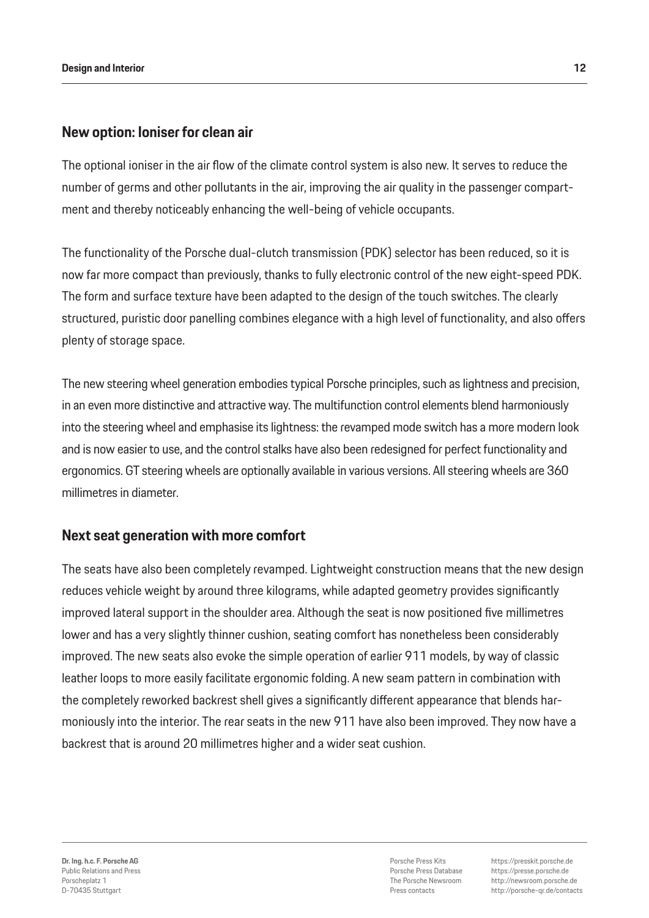## New option: Ioniser for clean air

The optional ioniser in the air flow of the climate control system is also new. It serves to reduce the number of germs and other pollutants in the air, improving the air quality in the passenger compartment and thereby noticeably enhancing the well-being of vehicle occupants.

The functionality of the Porsche dual-clutch transmission (PDK) selector has been reduced, so it is now far more compact than previously, thanks to fully electronic control of the new eight-speed PDK. The form and surface texture have been adapted to the design of the touch switches. The clearly structured, puristic door panelling combines elegance with a high level of functionality, and also offers plenty of storage space.

The new steering wheel generation embodies typical Porsche principles, such as lightness and precision, in an even more distinctive and attractive way. The multifunction control elements blend harmoniously into the steering wheel and emphasise its lightness: the revamped mode switch has a more modern look and is now easier to use, and the control stalks have also been redesigned for perfect functionality and ergonomics. GT steering wheels are optionally available in various versions. All steering wheels are 360 millimetres in diameter.

## Next seat generation with more comfort

The seats have also been completely revamped. Lightweight construction means that the new design reduces vehicle weight by around three kilograms, while adapted geometry provides significantly improved lateral support in the shoulder area. Although the seat is now positioned five millimetres lower and has a very slightly thinner cushion, seating comfort has nonetheless been considerably improved. The new seats also evoke the simple operation of earlier 911 models, by way of classic leather loops to more easily facilitate ergonomic folding. A new seam pattern in combination with the completely reworked backrest shell gives a significantly different appearance that blends harmoniously into the interior. The rear seats in the new 911 have also been improved. They now have a backrest that is around 20 millimetres higher and a wider seat cushion.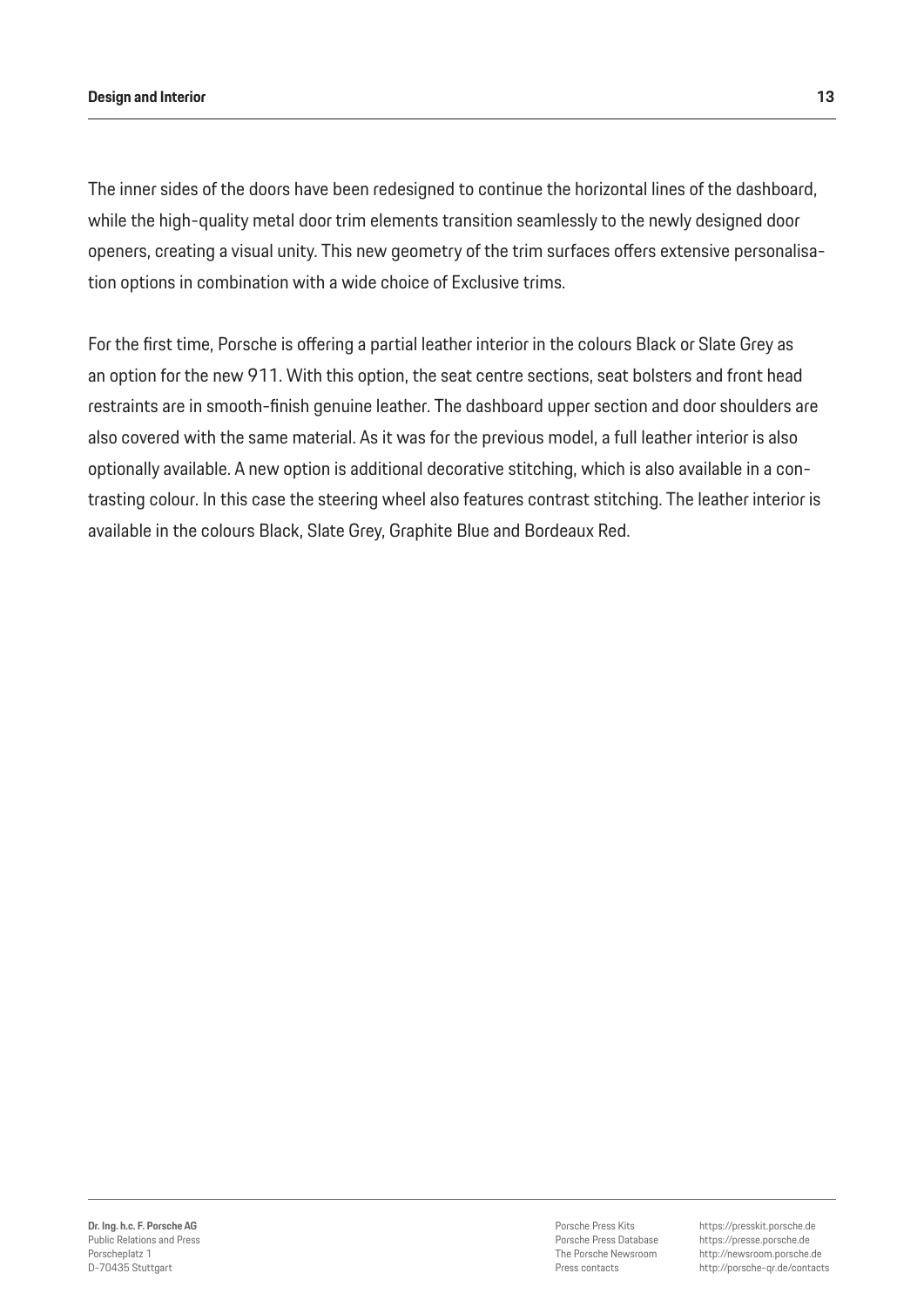The inner sides of the doors have been redesigned to continue the horizontal lines of the dashboard, while the high-quality metal door trim elements transition seamlessly to the newly designed door openers, creating a visual unity. This new geometry of the trim surfaces offers extensive personalisation options in combination with a wide choice of Exclusive trims.

For the first time, Porsche is offering a partial leather interior in the colours Black or Slate Grey as an option for the new 911. With this option, the seat centre sections, seat bolsters and front head restraints are in smooth-finish genuine leather. The dashboard upper section and door shoulders are also covered with the same material. As it was for the previous model, a full leather interior is also optionally available. A new option is additional decorative stitching, which is also available in a contrasting colour. In this case the steering wheel also features contrast stitching. The leather interior is available in the colours Black, Slate Grey, Graphite Blue and Bordeaux Red.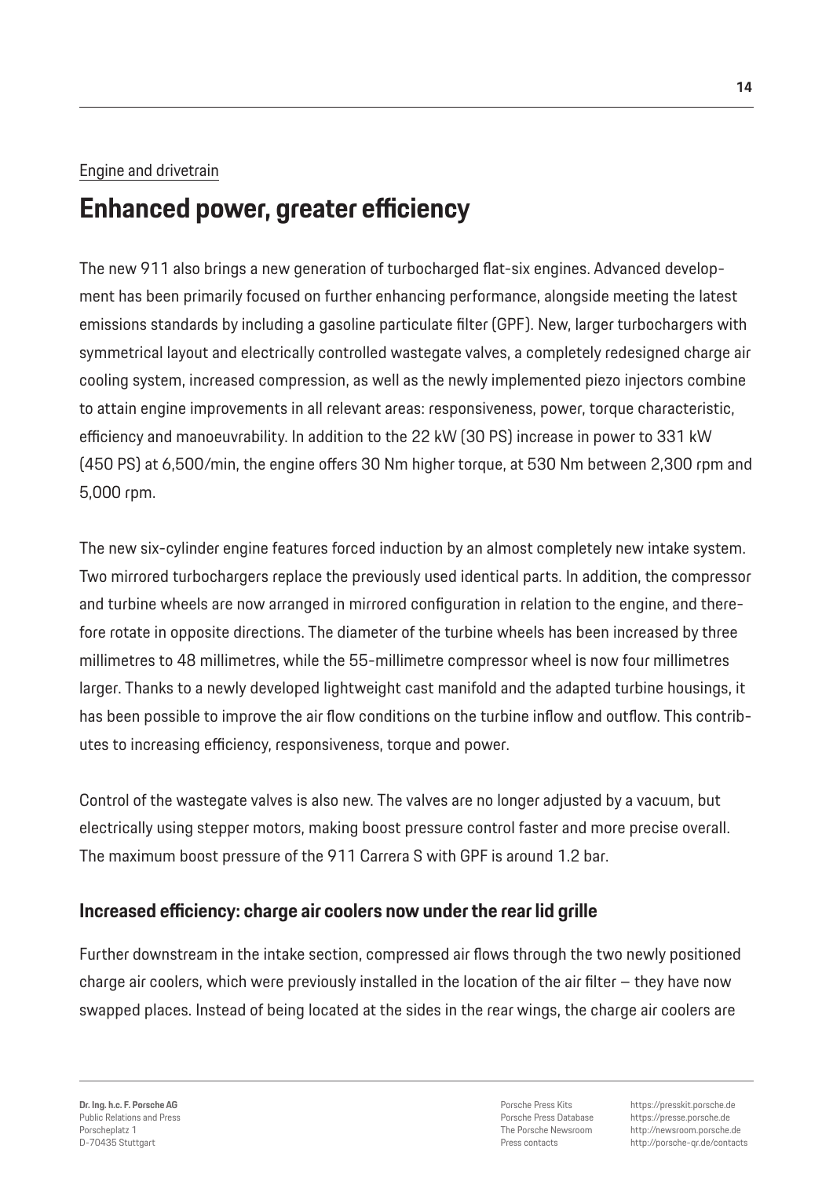Engine and drivetrain

# Enhanced power, greater efficiency

The new 911 also brings a new generation of turbocharged flat-six engines. Advanced development has been primarily focused on further enhancing performance, alongside meeting the latest emissions standards by including a gasoline particulate filter (GPF). New, larger turbochargers with symmetrical layout and electrically controlled wastegate valves, a completely redesigned charge air cooling system, increased compression, as well as the newly implemented piezo injectors combine to attain engine improvements in all relevant areas: responsiveness, power, torque characteristic, efficiency and manoeuvrability. In addition to the 22 kW (30 PS) increase in power to 331 kW (450 PS) at 6,500/min, the engine offers 30 Nm higher torque, at 530 Nm between 2,300 rpm and 5,000 rpm.

The new six-cylinder engine features forced induction by an almost completely new intake system. Two mirrored turbochargers replace the previously used identical parts. In addition, the compressor and turbine wheels are now arranged in mirrored configuration in relation to the engine, and therefore rotate in opposite directions. The diameter of the turbine wheels has been increased by three millimetres to 48 millimetres, while the 55-millimetre compressor wheel is now four millimetres larger. Thanks to a newly developed lightweight cast manifold and the adapted turbine housings, it has been possible to improve the air flow conditions on the turbine inflow and outflow. This contributes to increasing efficiency, responsiveness, torque and power.

Control of the wastegate valves is also new. The valves are no longer adjusted by a vacuum, but electrically using stepper motors, making boost pressure control faster and more precise overall. The maximum boost pressure of the 911 Carrera S with GPF is around 1.2 bar.

## Increased efficiency: charge air coolers now under the rear lid grille

Further downstream in the intake section, compressed air flows through the two newly positioned charge air coolers, which were previously installed in the location of the air filter – they have now swapped places. Instead of being located at the sides in the rear wings, the charge air coolers are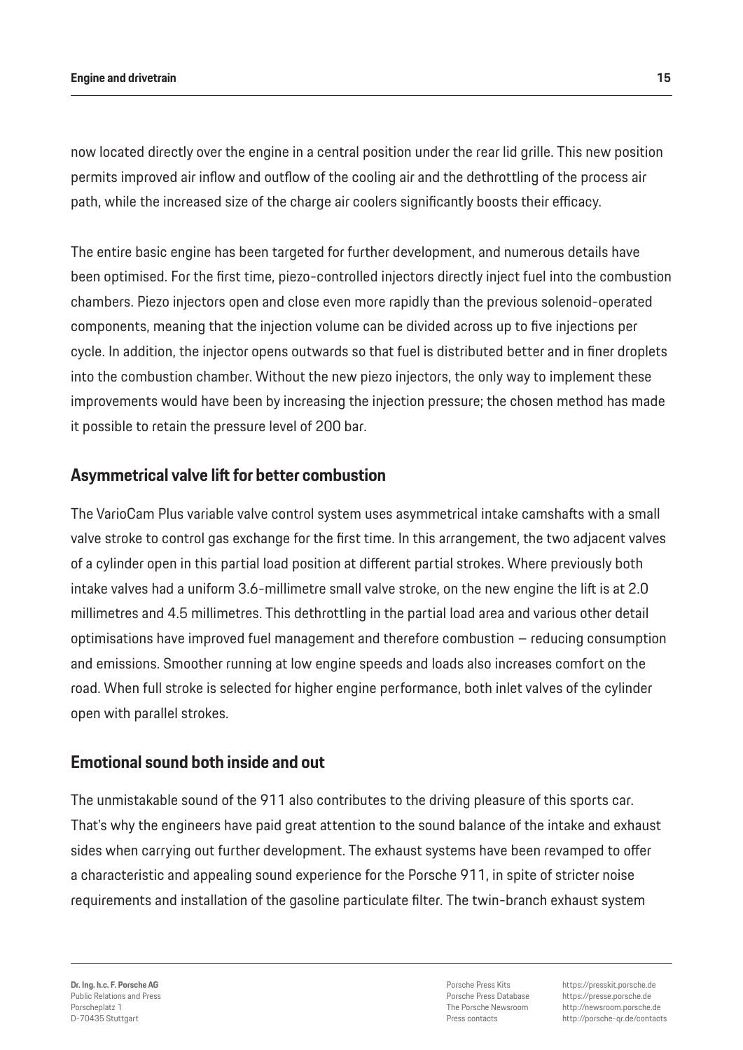now located directly over the engine in a central position under the rear lid grille. This new position permits improved air inflow and outflow of the cooling air and the dethrottling of the process air path, while the increased size of the charge air coolers significantly boosts their efficacy.

The entire basic engine has been targeted for further development, and numerous details have been optimised. For the first time, piezo-controlled injectors directly inject fuel into the combustion chambers. Piezo injectors open and close even more rapidly than the previous solenoid-operated components, meaning that the injection volume can be divided across up to five injections per cycle. In addition, the injector opens outwards so that fuel is distributed better and in finer droplets into the combustion chamber. Without the new piezo injectors, the only way to implement these improvements would have been by increasing the injection pressure; the chosen method has made it possible to retain the pressure level of 200 bar.

## Asymmetrical valve lift for better combustion

The VarioCam Plus variable valve control system uses asymmetrical intake camshafts with a small valve stroke to control gas exchange for the first time. In this arrangement, the two adjacent valves of a cylinder open in this partial load position at different partial strokes. Where previously both intake valves had a uniform 3.6-millimetre small valve stroke, on the new engine the lift is at 2.0 millimetres and 4.5 millimetres. This dethrottling in the partial load area and various other detail optimisations have improved fuel management and therefore combustion – reducing consumption and emissions. Smoother running at low engine speeds and loads also increases comfort on the road. When full stroke is selected for higher engine performance, both inlet valves of the cylinder open with parallel strokes.

## Emotional sound both inside and out

The unmistakable sound of the 911 also contributes to the driving pleasure of this sports car. That's why the engineers have paid great attention to the sound balance of the intake and exhaust sides when carrying out further development. The exhaust systems have been revamped to offer a characteristic and appealing sound experience for the Porsche 911, in spite of stricter noise requirements and installation of the gasoline particulate filter. The twin-branch exhaust system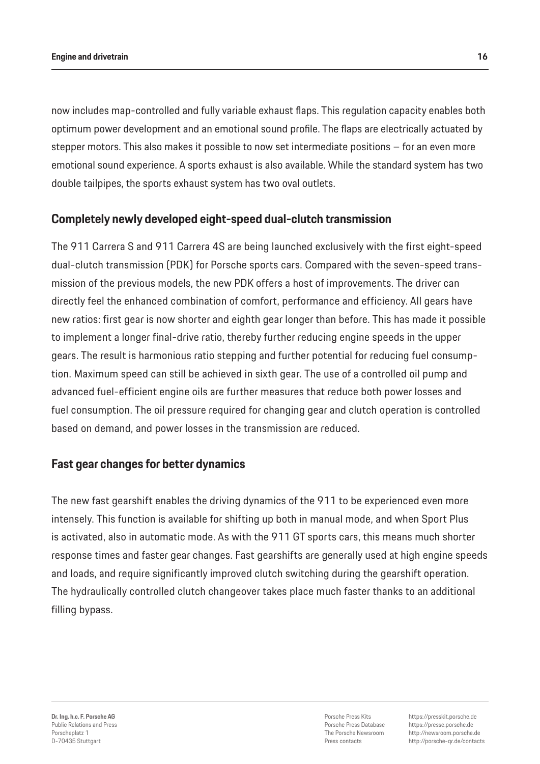now includes map-controlled and fully variable exhaust flaps. This regulation capacity enables both optimum power development and an emotional sound profile. The flaps are electrically actuated by stepper motors. This also makes it possible to now set intermediate positions – for an even more emotional sound experience. A sports exhaust is also available. While the standard system has two double tailpipes, the sports exhaust system has two oval outlets.

## Completely newly developed eight-speed dual-clutch transmission

The 911 Carrera S and 911 Carrera 4S are being launched exclusively with the first eight-speed dual-clutch transmission (PDK) for Porsche sports cars. Compared with the seven-speed transmission of the previous models, the new PDK offers a host of improvements. The driver can directly feel the enhanced combination of comfort, performance and efficiency. All gears have new ratios: first gear is now shorter and eighth gear longer than before. This has made it possible to implement a longer final-drive ratio, thereby further reducing engine speeds in the upper gears. The result is harmonious ratio stepping and further potential for reducing fuel consumption. Maximum speed can still be achieved in sixth gear. The use of a controlled oil pump and advanced fuel-efficient engine oils are further measures that reduce both power losses and fuel consumption. The oil pressure required for changing gear and clutch operation is controlled based on demand, and power losses in the transmission are reduced.

## Fast gear changes for better dynamics

The new fast gearshift enables the driving dynamics of the 911 to be experienced even more intensely. This function is available for shifting up both in manual mode, and when Sport Plus is activated, also in automatic mode. As with the 911 GT sports cars, this means much shorter response times and faster gear changes. Fast gearshifts are generally used at high engine speeds and loads, and require significantly improved clutch switching during the gearshift operation. The hydraulically controlled clutch changeover takes place much faster thanks to an additional filling bypass.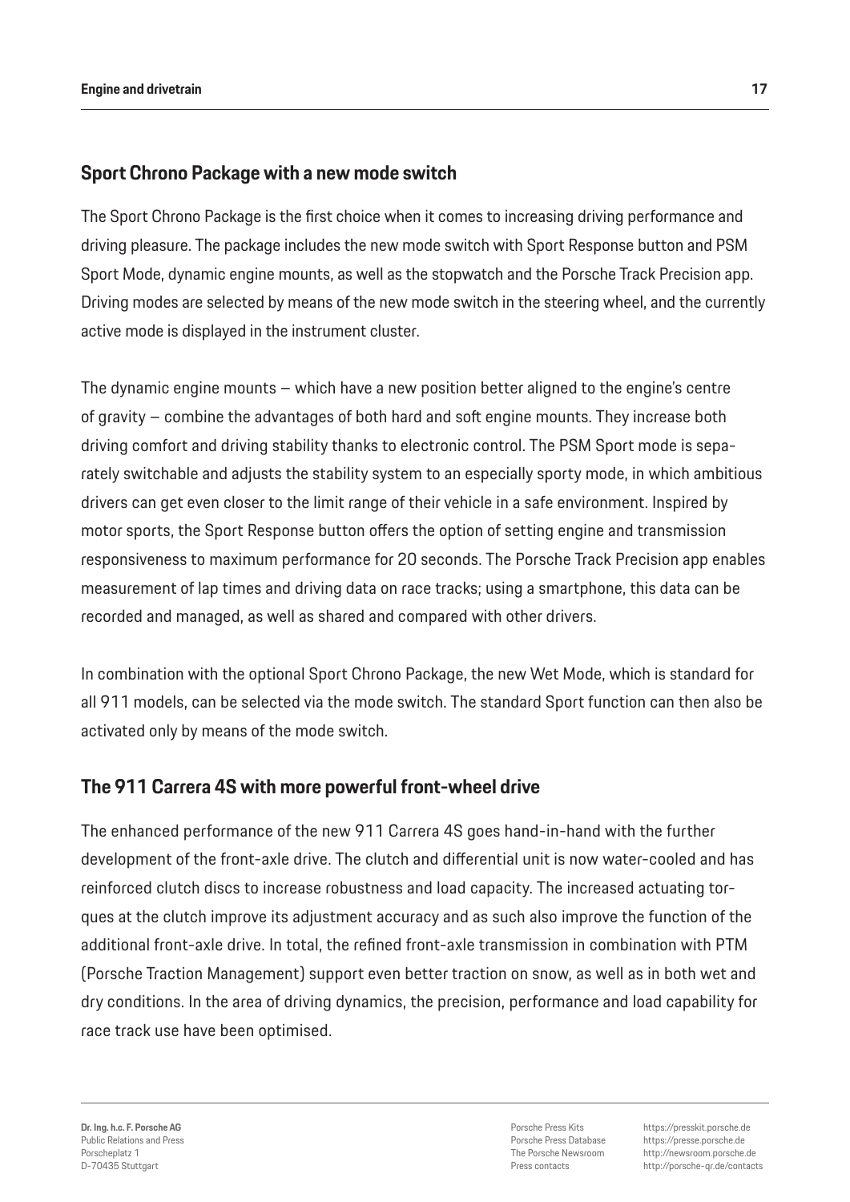## Sport Chrono Package with a new mode switch

The Sport Chrono Package is the first choice when it comes to increasing driving performance and driving pleasure. The package includes the new mode switch with Sport Response button and PSM Sport Mode, dynamic engine mounts, as well as the stopwatch and the Porsche Track Precision app. Driving modes are selected by means of the new mode switch in the steering wheel, and the currently active mode is displayed in the instrument cluster.

The dynamic engine mounts – which have a new position better aligned to the engine's centre of gravity – combine the advantages of both hard and soft engine mounts. They increase both driving comfort and driving stability thanks to electronic control. The PSM Sport mode is separately switchable and adjusts the stability system to an especially sporty mode, in which ambitious drivers can get even closer to the limit range of their vehicle in a safe environment. Inspired by motor sports, the Sport Response button offers the option of setting engine and transmission responsiveness to maximum performance for 20 seconds. The Porsche Track Precision app enables measurement of lap times and driving data on race tracks; using a smartphone, this data can be recorded and managed, as well as shared and compared with other drivers.

In combination with the optional Sport Chrono Package, the new Wet Mode, which is standard for all 911 models, can be selected via the mode switch. The standard Sport function can then also be activated only by means of the mode switch.

## The 911 Carrera 4S with more powerful front-wheel drive

The enhanced performance of the new 911 Carrera 4S goes hand-in-hand with the further development of the front-axle drive. The clutch and differential unit is now water-cooled and has reinforced clutch discs to increase robustness and load capacity. The increased actuating torques at the clutch improve its adjustment accuracy and as such also improve the function of the additional front-axle drive. In total, the refined front-axle transmission in combination with PTM (Porsche Traction Management) support even better traction on snow, as well as in both wet and dry conditions. In the area of driving dynamics, the precision, performance and load capability for race track use have been optimised.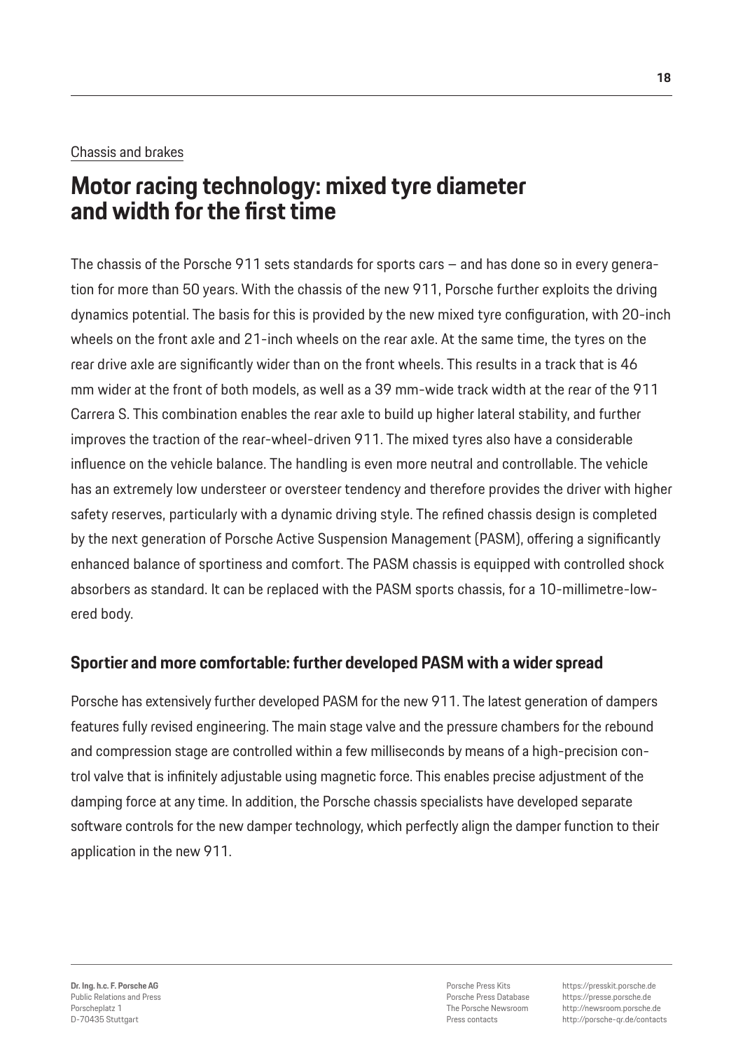Chassis and brakes

# Motor racing technology: mixed tyre diameter and width for the first time

The chassis of the Porsche 911 sets standards for sports cars – and has done so in every generation for more than 50 years. With the chassis of the new 911, Porsche further exploits the driving dynamics potential. The basis for this is provided by the new mixed tyre configuration, with 20-inch wheels on the front axle and 21-inch wheels on the rear axle. At the same time, the tyres on the rear drive axle are significantly wider than on the front wheels. This results in a track that is 46 mm wider at the front of both models, as well as a 39 mm-wide track width at the rear of the 911 Carrera S. This combination enables the rear axle to build up higher lateral stability, and further improves the traction of the rear-wheel-driven 911. The mixed tyres also have a considerable influence on the vehicle balance. The handling is even more neutral and controllable. The vehicle has an extremely low understeer or oversteer tendency and therefore provides the driver with higher safety reserves, particularly with a dynamic driving style. The refined chassis design is completed by the next generation of Porsche Active Suspension Management (PASM), offering a significantly enhanced balance of sportiness and comfort. The PASM chassis is equipped with controlled shock absorbers as standard. It can be replaced with the PASM sports chassis, for a 10-millimetre-lowered body.

## Sportier and more comfortable: further developed PASM with a wider spread

Porsche has extensively further developed PASM for the new 911. The latest generation of dampers features fully revised engineering. The main stage valve and the pressure chambers for the rebound and compression stage are controlled within a few milliseconds by means of a high-precision control valve that is infinitely adjustable using magnetic force. This enables precise adjustment of the damping force at any time. In addition, the Porsche chassis specialists have developed separate software controls for the new damper technology, which perfectly align the damper function to their application in the new 911.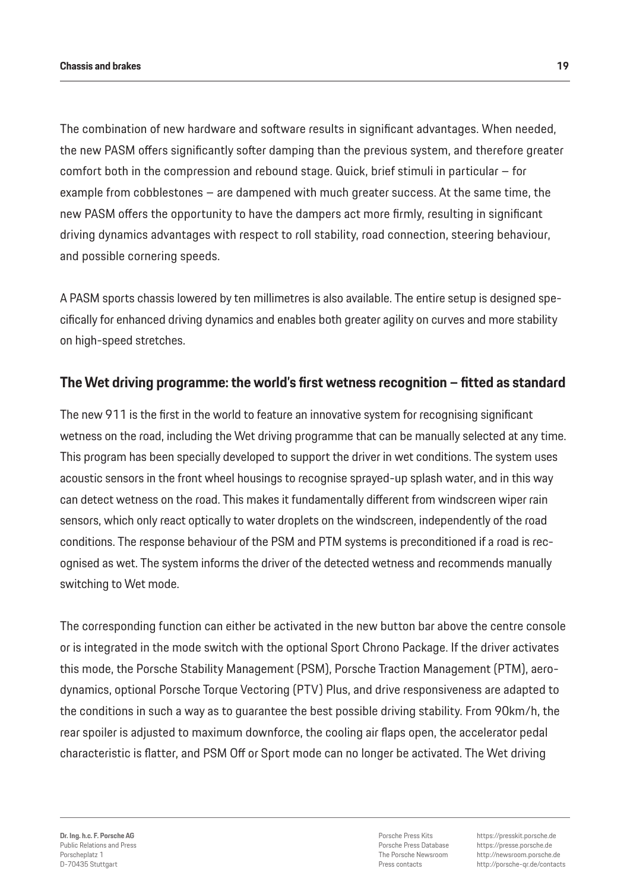The combination of new hardware and software results in significant advantages. When needed, the new PASM offers significantly softer damping than the previous system, and therefore greater comfort both in the compression and rebound stage. Quick, brief stimuli in particular – for example from cobblestones – are dampened with much greater success. At the same time, the new PASM offers the opportunity to have the dampers act more firmly, resulting in significant driving dynamics advantages with respect to roll stability, road connection, steering behaviour, and possible cornering speeds.

A PASM sports chassis lowered by ten millimetres is also available. The entire setup is designed specifically for enhanced driving dynamics and enables both greater agility on curves and more stability on high-speed stretches.

## The Wet driving programme: the world's first wetness recognition – fitted as standard

The new 911 is the first in the world to feature an innovative system for recognising significant wetness on the road, including the Wet driving programme that can be manually selected at any time. This program has been specially developed to support the driver in wet conditions. The system uses acoustic sensors in the front wheel housings to recognise sprayed-up splash water, and in this way can detect wetness on the road. This makes it fundamentally different from windscreen wiper rain sensors, which only react optically to water droplets on the windscreen, independently of the road conditions. The response behaviour of the PSM and PTM systems is preconditioned if a road is recognised as wet. The system informs the driver of the detected wetness and recommends manually switching to Wet mode.

The corresponding function can either be activated in the new button bar above the centre console or is integrated in the mode switch with the optional Sport Chrono Package. If the driver activates this mode, the Porsche Stability Management (PSM), Porsche Traction Management (PTM), aerodynamics, optional Porsche Torque Vectoring (PTV) Plus, and drive responsiveness are adapted to the conditions in such a way as to guarantee the best possible driving stability. From 90km/h, the rear spoiler is adjusted to maximum downforce, the cooling air flaps open, the accelerator pedal characteristic is flatter, and PSM Off or Sport mode can no longer be activated. The Wet driving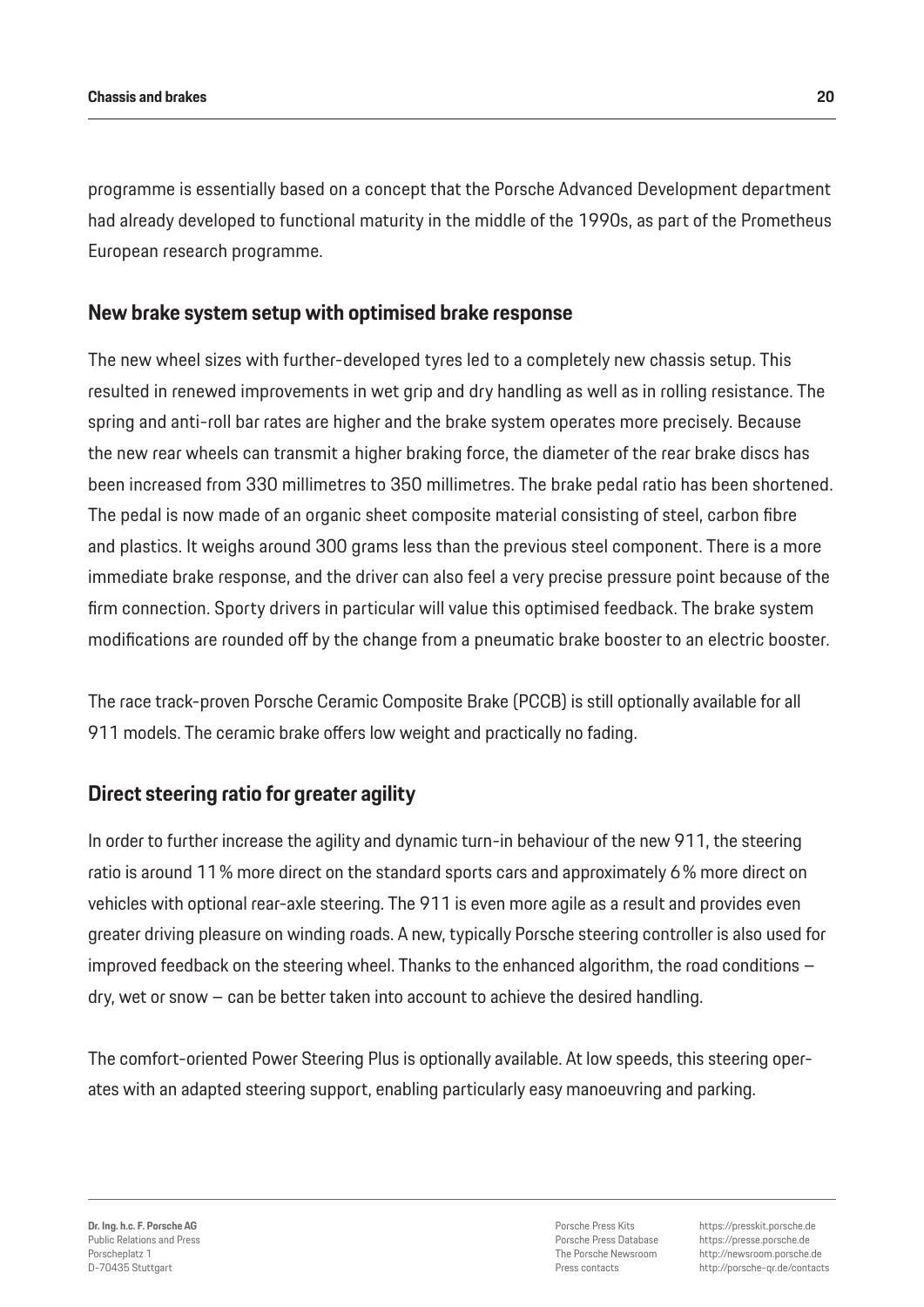programme is essentially based on a concept that the Porsche Advanced Development department had already developed to functional maturity in the middle of the 1990s, as part of the Prometheus European research programme.

## New brake system setup with optimised brake response

The new wheel sizes with further-developed tyres led to a completely new chassis setup. This resulted in renewed improvements in wet grip and dry handling as well as in rolling resistance. The spring and anti-roll bar rates are higher and the brake system operates more precisely. Because the new rear wheels can transmit a higher braking force, the diameter of the rear brake discs has been increased from 330 millimetres to 350 millimetres. The brake pedal ratio has been shortened. The pedal is now made of an organic sheet composite material consisting of steel, carbon fibre and plastics. It weighs around 300 grams less than the previous steel component. There is a more immediate brake response, and the driver can also feel a very precise pressure point because of the firm connection. Sporty drivers in particular will value this optimised feedback. The brake system modifications are rounded off by the change from a pneumatic brake booster to an electric booster.

The race track-proven Porsche Ceramic Composite Brake (PCCB) is still optionally available for all 911 models. The ceramic brake offers low weight and practically no fading.

## Direct steering ratio for greater agility

In order to further increase the agility and dynamic turn-in behaviour of the new 911, the steering ratio is around 11 % more direct on the standard sports cars and approximately 6 % more direct on vehicles with optional rear-axle steering. The 911 is even more agile as a result and provides even greater driving pleasure on winding roads. A new, typically Porsche steering controller is also used for improved feedback on the steering wheel. Thanks to the enhanced algorithm, the road conditions – dry, wet or snow – can be better taken into account to achieve the desired handling.

The comfort-oriented Power Steering Plus is optionally available. At low speeds, this steering operates with an adapted steering support, enabling particularly easy manoeuvring and parking.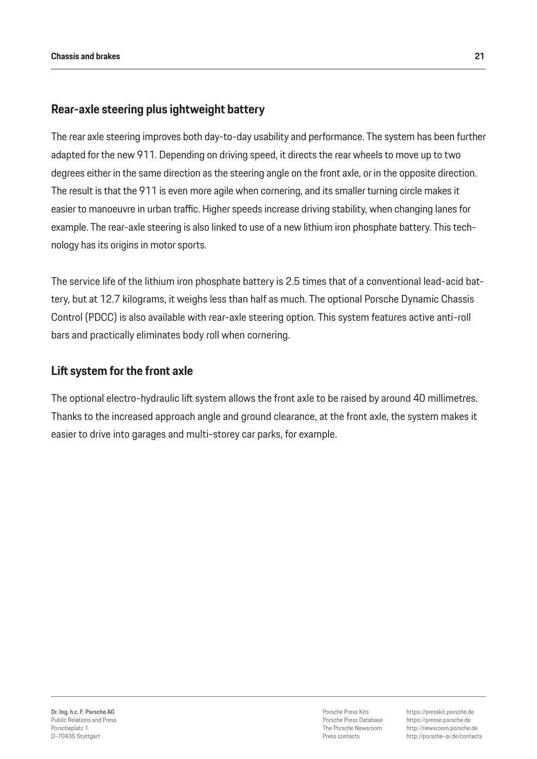## Rear-axle steering plus ightweight battery

The rear axle steering improves both day-to-day usability and performance. The system has been further adapted for the new 911. Depending on driving speed, it directs the rear wheels to move up to two degrees either in the same direction as the steering angle on the front axle, or in the opposite direction. The result is that the 911 is even more agile when cornering, and its smaller turning circle makes it easier to manoeuvre in urban traffic. Higher speeds increase driving stability, when changing lanes for example. The rear-axle steering is also linked to use of a new lithium iron phosphate battery. This technology has its origins in motor sports.

The service life of the lithium iron phosphate battery is 2.5 times that of a conventional lead-acid battery, but at 12.7 kilograms, it weighs less than half as much. The optional Porsche Dynamic Chassis Control (PDCC) is also available with rear-axle steering option. This system features active anti-roll bars and practically eliminates body roll when cornering.

## Lift system for the front axle

The optional electro-hydraulic lift system allows the front axle to be raised by around 40 millimetres. Thanks to the increased approach angle and ground clearance, at the front axle, the system makes it easier to drive into garages and multi-storey car parks, for example.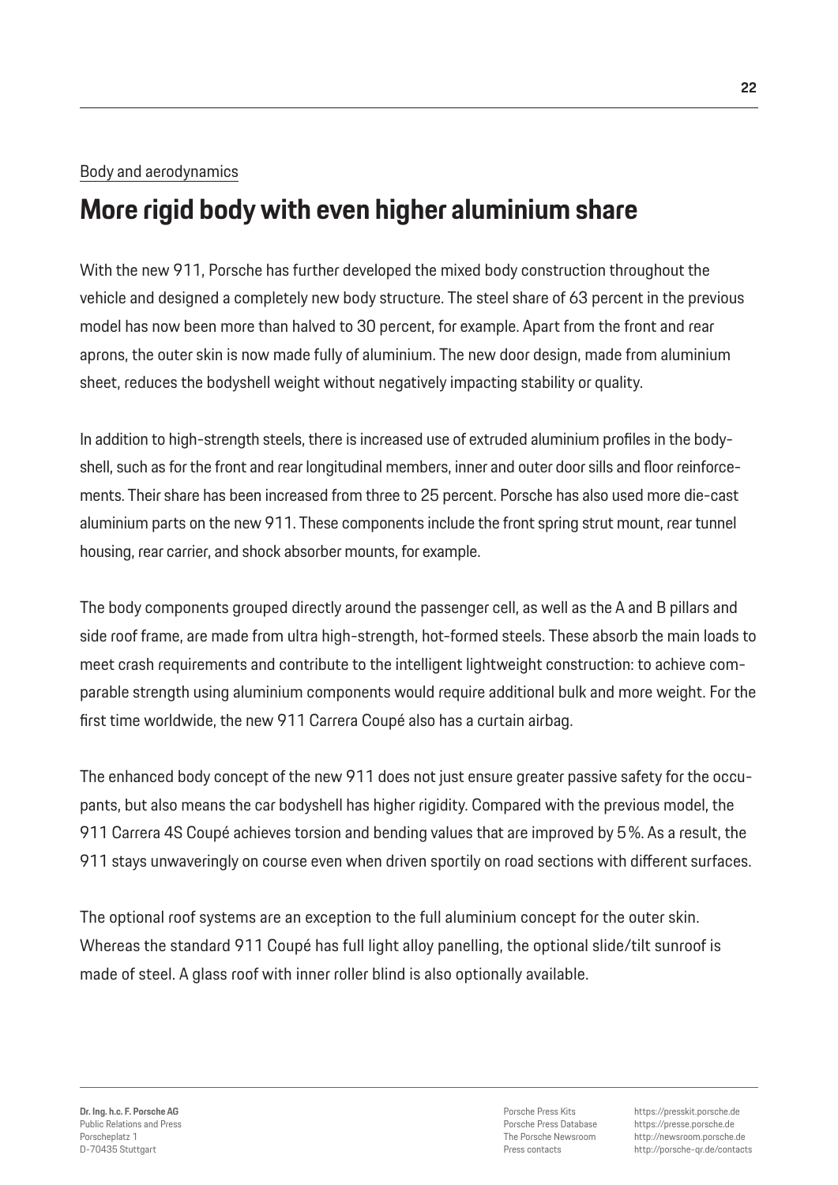Body and aerodynamics

## More rigid body with even higher aluminium share

With the new 911, Porsche has further developed the mixed body construction throughout the vehicle and designed a completely new body structure. The steel share of 63 percent in the previous model has now been more than halved to 30 percent, for example. Apart from the front and rear aprons, the outer skin is now made fully of aluminium. The new door design, made from aluminium sheet, reduces the bodyshell weight without negatively impacting stability or quality.

In addition to high-strength steels, there is increased use of extruded aluminium profiles in the bodyshell, such as for the front and rear longitudinal members, inner and outer door sills and floor reinforcements. Their share has been increased from three to 25 percent. Porsche has also used more die-cast aluminium parts on the new 911. These components include the front spring strut mount, rear tunnel housing, rear carrier, and shock absorber mounts, for example.

The body components grouped directly around the passenger cell, as well as the A and B pillars and side roof frame, are made from ultra high-strength, hot-formed steels. These absorb the main loads to meet crash requirements and contribute to the intelligent lightweight construction: to achieve comparable strength using aluminium components would require additional bulk and more weight. For the first time worldwide, the new 911 Carrera Coupé also has a curtain airbag.

The enhanced body concept of the new 911 does not just ensure greater passive safety for the occupants, but also means the car bodyshell has higher rigidity. Compared with the previous model, the 911 Carrera 4S Coupé achieves torsion and bending values that are improved by 5 %. As a result, the 911 stays unwaveringly on course even when driven sportily on road sections with different surfaces.

The optional roof systems are an exception to the full aluminium concept for the outer skin. Whereas the standard 911 Coupé has full light alloy panelling, the optional slide/tilt sunroof is made of steel. A glass roof with inner roller blind is also optionally available.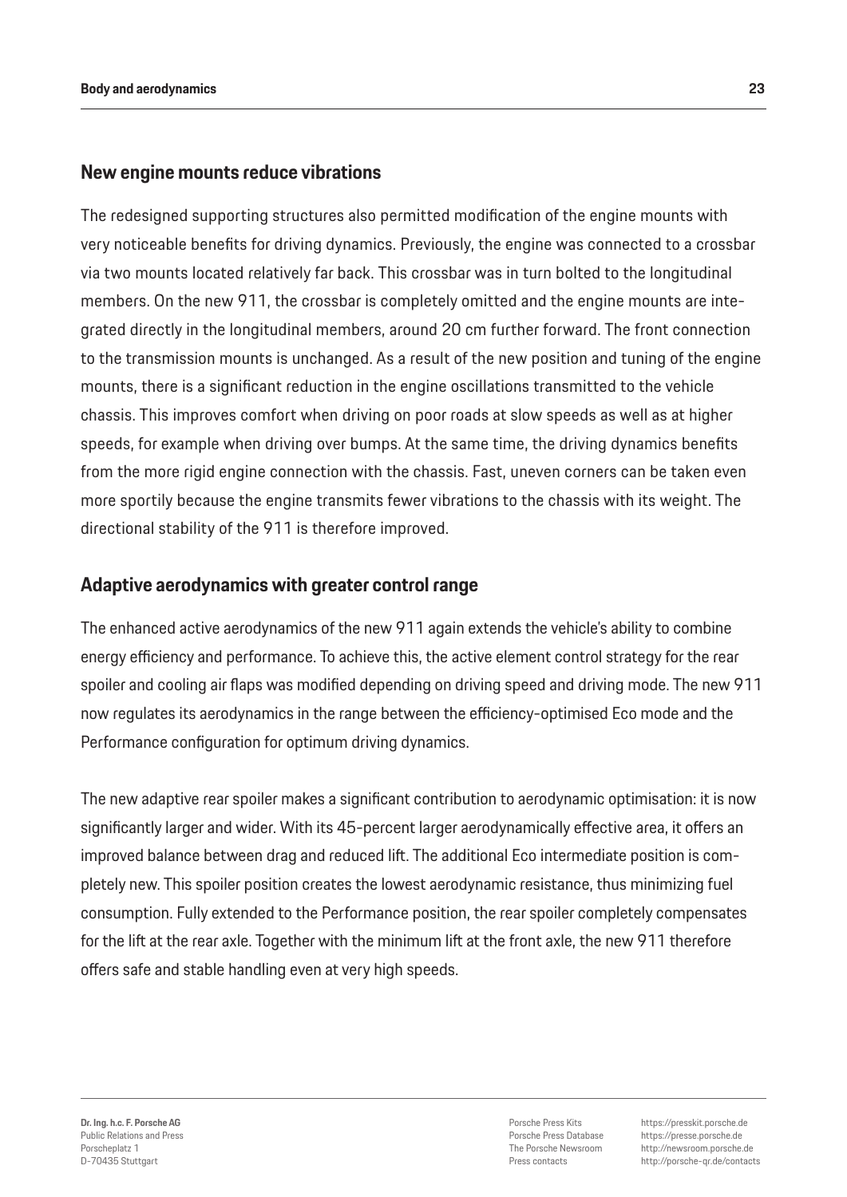## New engine mounts reduce vibrations

The redesigned supporting structures also permitted modification of the engine mounts with very noticeable benefits for driving dynamics. Previously, the engine was connected to a crossbar via two mounts located relatively far back. This crossbar was in turn bolted to the longitudinal members. On the new 911, the crossbar is completely omitted and the engine mounts are integrated directly in the longitudinal members, around 20 cm further forward. The front connection to the transmission mounts is unchanged. As a result of the new position and tuning of the engine mounts, there is a significant reduction in the engine oscillations transmitted to the vehicle chassis. This improves comfort when driving on poor roads at slow speeds as well as at higher speeds, for example when driving over bumps. At the same time, the driving dynamics benefits from the more rigid engine connection with the chassis. Fast, uneven corners can be taken even more sportily because the engine transmits fewer vibrations to the chassis with its weight. The directional stability of the 911 is therefore improved.

## Adaptive aerodynamics with greater control range

The enhanced active aerodynamics of the new 911 again extends the vehicle's ability to combine energy efficiency and performance. To achieve this, the active element control strategy for the rear spoiler and cooling air flaps was modified depending on driving speed and driving mode. The new 911 now regulates its aerodynamics in the range between the efficiency-optimised Eco mode and the Performance configuration for optimum driving dynamics.

The new adaptive rear spoiler makes a significant contribution to aerodynamic optimisation: it is now significantly larger and wider. With its 45-percent larger aerodynamically effective area, it offers an improved balance between drag and reduced lift. The additional Eco intermediate position is completely new. This spoiler position creates the lowest aerodynamic resistance, thus minimizing fuel consumption. Fully extended to the Performance position, the rear spoiler completely compensates for the lift at the rear axle. Together with the minimum lift at the front axle, the new 911 therefore offers safe and stable handling even at very high speeds.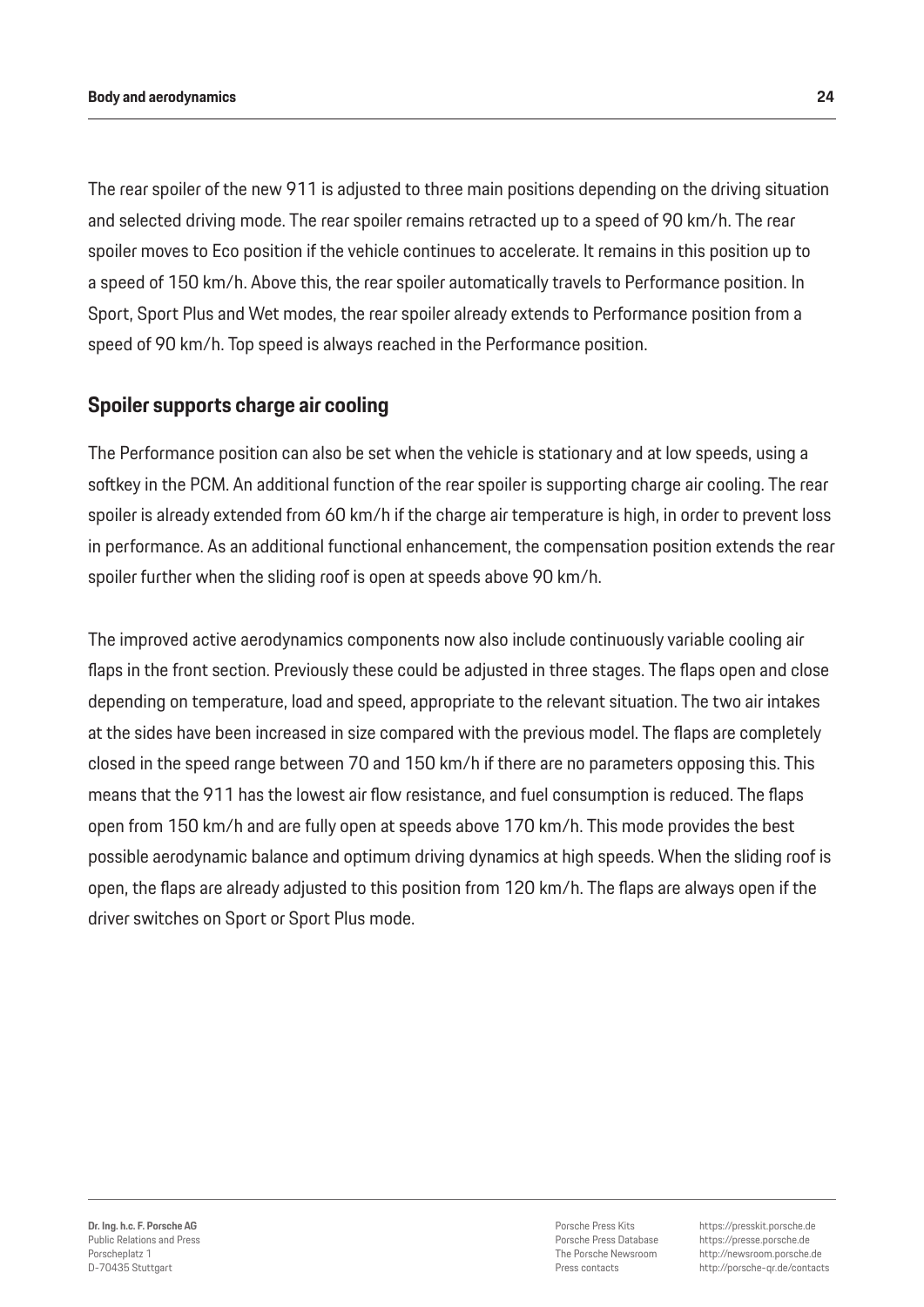The rear spoiler of the new 911 is adjusted to three main positions depending on the driving situation and selected driving mode. The rear spoiler remains retracted up to a speed of 90 km/h. The rear spoiler moves to Eco position if the vehicle continues to accelerate. It remains in this position up to a speed of 150 km/h. Above this, the rear spoiler automatically travels to Performance position. In Sport, Sport Plus and Wet modes, the rear spoiler already extends to Performance position from a speed of 90 km/h. Top speed is always reached in the Performance position.

## Spoiler supports charge air cooling

The Performance position can also be set when the vehicle is stationary and at low speeds, using a softkey in the PCM. An additional function of the rear spoiler is supporting charge air cooling. The rear spoiler is already extended from 60 km/h if the charge air temperature is high, in order to prevent loss in performance. As an additional functional enhancement, the compensation position extends the rear spoiler further when the sliding roof is open at speeds above 90 km/h.

The improved active aerodynamics components now also include continuously variable cooling air flaps in the front section. Previously these could be adjusted in three stages. The flaps open and close depending on temperature, load and speed, appropriate to the relevant situation. The two air intakes at the sides have been increased in size compared with the previous model. The flaps are completely closed in the speed range between 70 and 150 km/h if there are no parameters opposing this. This means that the 911 has the lowest air flow resistance, and fuel consumption is reduced. The flaps open from 150 km/h and are fully open at speeds above 170 km/h. This mode provides the best possible aerodynamic balance and optimum driving dynamics at high speeds. When the sliding roof is open, the flaps are already adjusted to this position from 120 km/h. The flaps are always open if the driver switches on Sport or Sport Plus mode.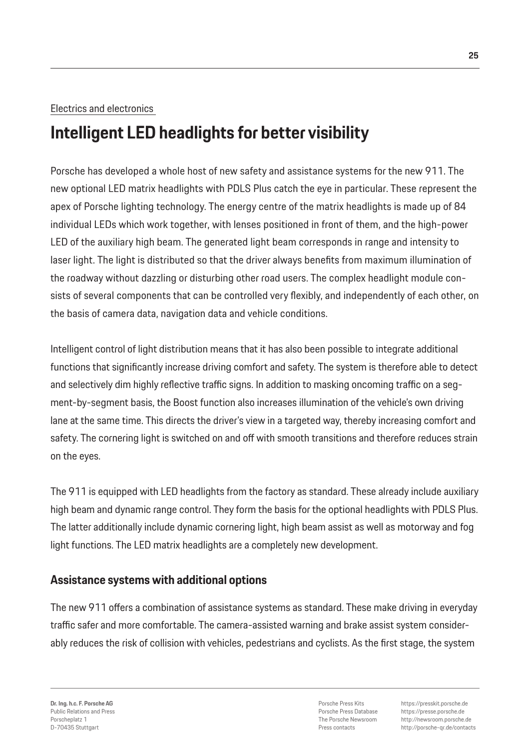Electrics and electronics

# Intelligent LED headlights for better visibility

Porsche has developed a whole host of new safety and assistance systems for the new 911. The new optional LED matrix headlights with PDLS Plus catch the eye in particular. These represent the apex of Porsche lighting technology. The energy centre of the matrix headlights is made up of 84 individual LEDs which work together, with lenses positioned in front of them, and the high-power LED of the auxiliary high beam. The generated light beam corresponds in range and intensity to laser light. The light is distributed so that the driver always benefits from maximum illumination of the roadway without dazzling or disturbing other road users. The complex headlight module consists of several components that can be controlled very flexibly, and independently of each other, on the basis of camera data, navigation data and vehicle conditions.

Intelligent control of light distribution means that it has also been possible to integrate additional functions that significantly increase driving comfort and safety. The system is therefore able to detect and selectively dim highly reflective traffic signs. In addition to masking oncoming traffic on a segment-by-segment basis, the Boost function also increases illumination of the vehicle's own driving lane at the same time. This directs the driver's view in a targeted way, thereby increasing comfort and safety. The cornering light is switched on and off with smooth transitions and therefore reduces strain on the eyes.

The 911 is equipped with LED headlights from the factory as standard. These already include auxiliary high beam and dynamic range control. They form the basis for the optional headlights with PDLS Plus. The latter additionally include dynamic cornering light, high beam assist as well as motorway and fog light functions. The LED matrix headlights are a completely new development.

## Assistance systems with additional options

The new 911 offers a combination of assistance systems as standard. These make driving in everyday traffic safer and more comfortable. The camera-assisted warning and brake assist system considerably reduces the risk of collision with vehicles, pedestrians and cyclists. As the first stage, the system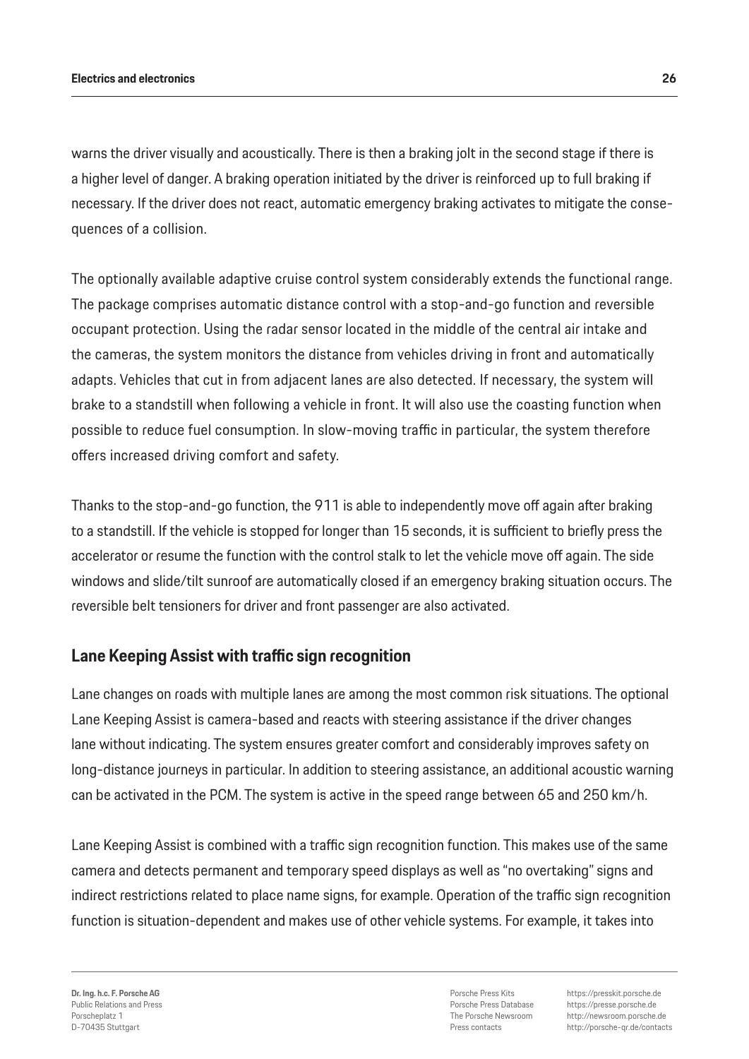warns the driver visually and acoustically. There is then a braking jolt in the second stage if there is a higher level of danger. A braking operation initiated by the driver is reinforced up to full braking if necessary. If the driver does not react, automatic emergency braking activates to mitigate the consequences of a collision.

The optionally available adaptive cruise control system considerably extends the functional range. The package comprises automatic distance control with a stop-and-go function and reversible occupant protection. Using the radar sensor located in the middle of the central air intake and the cameras, the system monitors the distance from vehicles driving in front and automatically adapts. Vehicles that cut in from adjacent lanes are also detected. If necessary, the system will brake to a standstill when following a vehicle in front. It will also use the coasting function when possible to reduce fuel consumption. In slow-moving traffic in particular, the system therefore offers increased driving comfort and safety.

Thanks to the stop-and-go function, the 911 is able to independently move off again after braking to a standstill. If the vehicle is stopped for longer than 15 seconds, it is sufficient to briefly press the accelerator or resume the function with the control stalk to let the vehicle move off again. The side windows and slide/tilt sunroof are automatically closed if an emergency braking situation occurs. The reversible belt tensioners for driver and front passenger are also activated.

## Lane Keeping Assist with traffic sign recognition

Lane changes on roads with multiple lanes are among the most common risk situations. The optional Lane Keeping Assist is camera-based and reacts with steering assistance if the driver changes lane without indicating. The system ensures greater comfort and considerably improves safety on long-distance journeys in particular. In addition to steering assistance, an additional acoustic warning can be activated in the PCM. The system is active in the speed range between 65 and 250 km/h.

Lane Keeping Assist is combined with a traffic sign recognition function. This makes use of the same camera and detects permanent and temporary speed displays as well as "no overtaking" signs and indirect restrictions related to place name signs, for example. Operation of the traffic sign recognition function is situation-dependent and makes use of other vehicle systems. For example, it takes into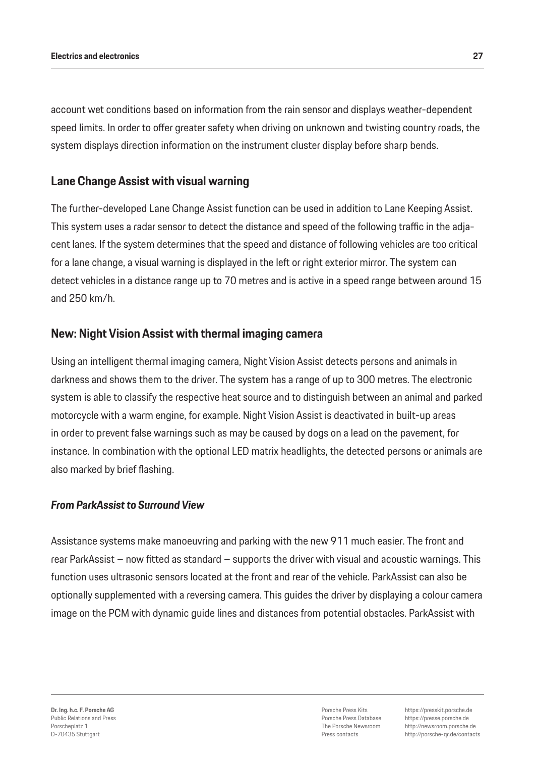account wet conditions based on information from the rain sensor and displays weather-dependent speed limits. In order to offer greater safety when driving on unknown and twisting country roads, the system displays direction information on the instrument cluster display before sharp bends.

## Lane Change Assist with visual warning

The further-developed Lane Change Assist function can be used in addition to Lane Keeping Assist. This system uses a radar sensor to detect the distance and speed of the following traffic in the adjacent lanes. If the system determines that the speed and distance of following vehicles are too critical for a lane change, a visual warning is displayed in the left or right exterior mirror. The system can detect vehicles in a distance range up to 70 metres and is active in a speed range between around 15 and 250 km/h.

## New: Night Vision Assist with thermal imaging camera

Using an intelligent thermal imaging camera, Night Vision Assist detects persons and animals in darkness and shows them to the driver. The system has a range of up to 300 metres. The electronic system is able to classify the respective heat source and to distinguish between an animal and parked motorcycle with a warm engine, for example. Night Vision Assist is deactivated in built-up areas in order to prevent false warnings such as may be caused by dogs on a lead on the pavement, for instance. In combination with the optional LED matrix headlights, the detected persons or animals are also marked by brief flashing.

### *From ParkAssist to Surround View*

Assistance systems make manoeuvring and parking with the new 911 much easier. The front and rear ParkAssist – now fitted as standard – supports the driver with visual and acoustic warnings. This function uses ultrasonic sensors located at the front and rear of the vehicle. ParkAssist can also be optionally supplemented with a reversing camera. This guides the driver by displaying a colour camera image on the PCM with dynamic guide lines and distances from potential obstacles. ParkAssist with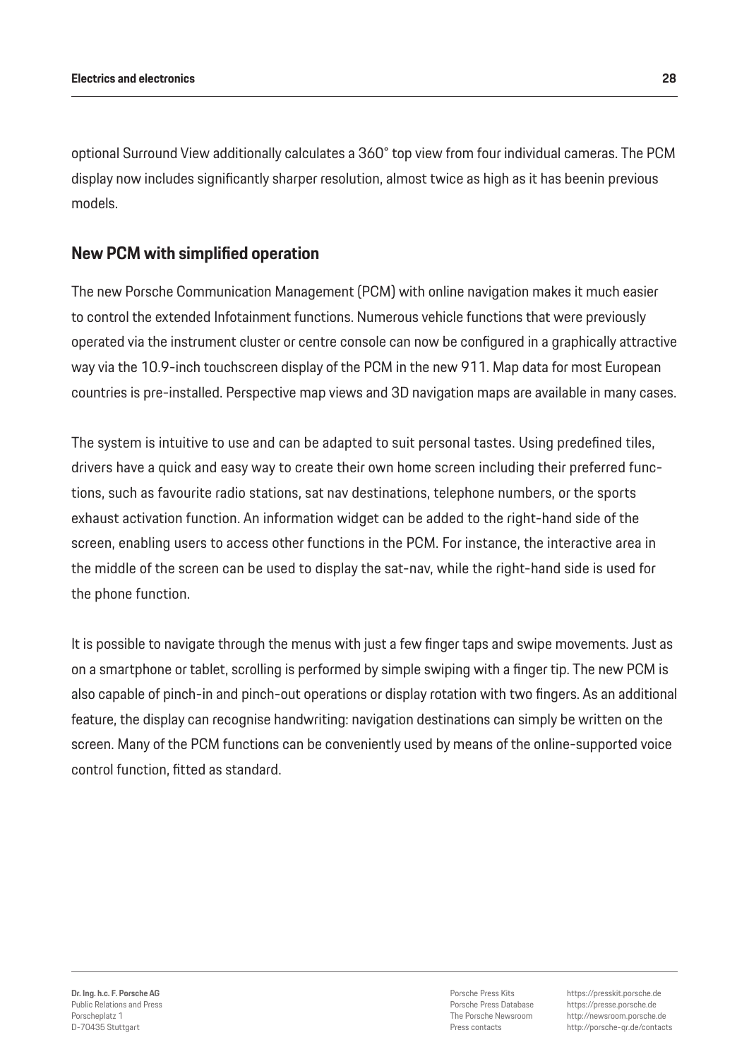optional Surround View additionally calculates a 360° top view from four individual cameras. The PCM display now includes significantly sharper resolution, almost twice as high as it has beenin previous models.

## New PCM with simplified operation

The new Porsche Communication Management (PCM) with online navigation makes it much easier to control the extended Infotainment functions. Numerous vehicle functions that were previously operated via the instrument cluster or centre console can now be configured in a graphically attractive way via the 10.9-inch touchscreen display of the PCM in the new 911. Map data for most European countries is pre-installed. Perspective map views and 3D navigation maps are available in many cases.

The system is intuitive to use and can be adapted to suit personal tastes. Using predefined tiles, drivers have a quick and easy way to create their own home screen including their preferred functions, such as favourite radio stations, sat nav destinations, telephone numbers, or the sports exhaust activation function. An information widget can be added to the right-hand side of the screen, enabling users to access other functions in the PCM. For instance, the interactive area in the middle of the screen can be used to display the sat-nav, while the right-hand side is used for the phone function.

It is possible to navigate through the menus with just a few finger taps and swipe movements. Just as on a smartphone or tablet, scrolling is performed by simple swiping with a finger tip. The new PCM is also capable of pinch-in and pinch-out operations or display rotation with two fingers. As an additional feature, the display can recognise handwriting: navigation destinations can simply be written on the screen. Many of the PCM functions can be conveniently used by means of the online-supported voice control function, fitted as standard.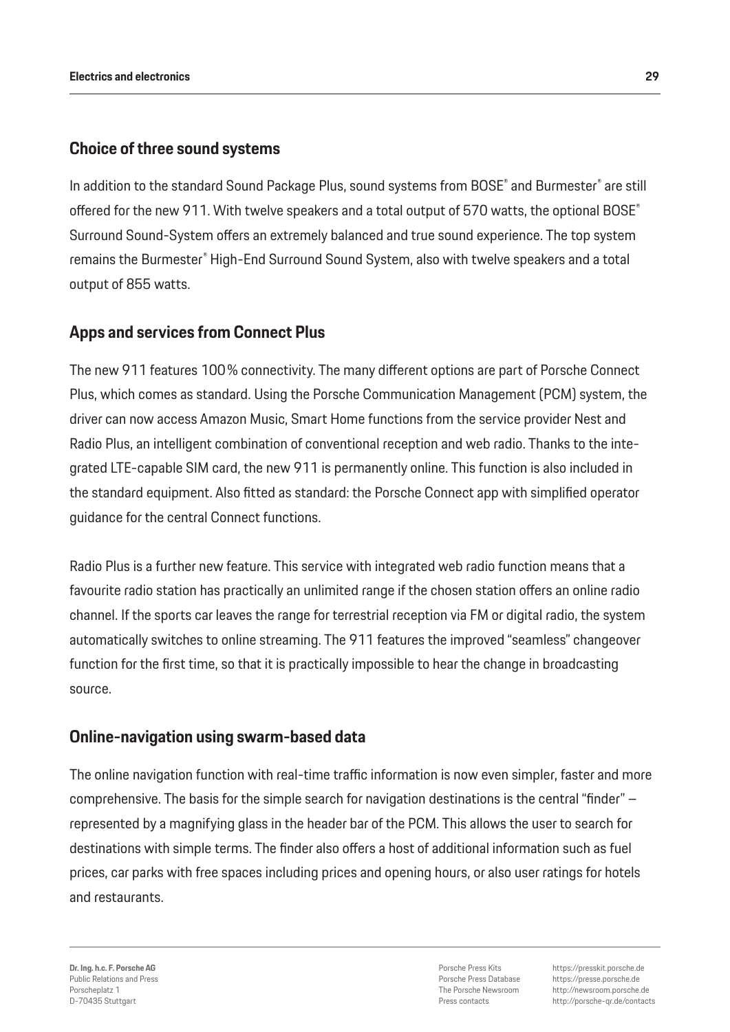## Choice of three sound systems

In addition to the standard Sound Package Plus, sound systems from BOSE® and Burmester® are still offered for the new 911. With twelve speakers and a total output of 570 watts, the optional BOSE® Surround Sound-System offers an extremely balanced and true sound experience. The top system remains the Burmester® High-End Surround Sound System, also with twelve speakers and a total output of 855 watts.

## Apps and services from Connect Plus

The new 911 features 100% connectivity. The many different options are part of Porsche Connect Plus, which comes as standard. Using the Porsche Communication Management (PCM) system, the driver can now access Amazon Music, Smart Home functions from the service provider Nest and Radio Plus, an intelligent combination of conventional reception and web radio. Thanks to the integrated LTE-capable SIM card, the new 911 is permanently online. This function is also included in the standard equipment. Also fitted as standard: the Porsche Connect app with simplified operator guidance for the central Connect functions.

Radio Plus is a further new feature. This service with integrated web radio function means that a favourite radio station has practically an unlimited range if the chosen station offers an online radio channel. If the sports car leaves the range for terrestrial reception via FM or digital radio, the system automatically switches to online streaming. The 911 features the improved "seamless" changeover function for the first time, so that it is practically impossible to hear the change in broadcasting source.

## Online-navigation using swarm-based data

The online navigation function with real-time traffic information is now even simpler, faster and more comprehensive. The basis for the simple search for navigation destinations is the central "finder" – represented by a magnifying glass in the header bar of the PCM. This allows the user to search for destinations with simple terms. The finder also offers a host of additional information such as fuel prices, car parks with free spaces including prices and opening hours, or also user ratings for hotels and restaurants.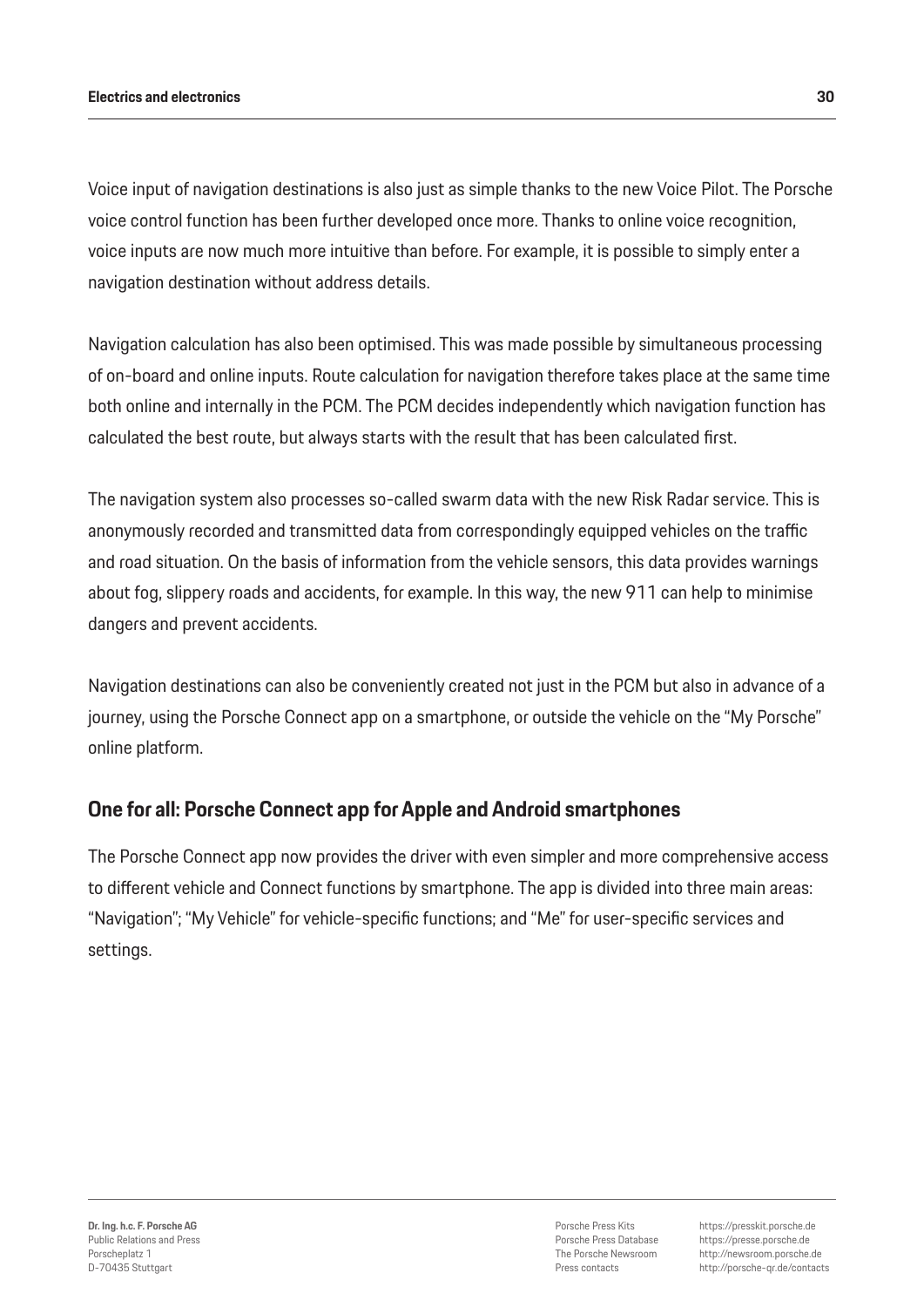Voice input of navigation destinations is also just as simple thanks to the new Voice Pilot. The Porsche voice control function has been further developed once more. Thanks to online voice recognition, voice inputs are now much more intuitive than before. For example, it is possible to simply enter a navigation destination without address details.

Navigation calculation has also been optimised. This was made possible by simultaneous processing of on-board and online inputs. Route calculation for navigation therefore takes place at the same time both online and internally in the PCM. The PCM decides independently which navigation function has calculated the best route, but always starts with the result that has been calculated first.

The navigation system also processes so-called swarm data with the new Risk Radar service. This is anonymously recorded and transmitted data from correspondingly equipped vehicles on the traffic and road situation. On the basis of information from the vehicle sensors, this data provides warnings about fog, slippery roads and accidents, for example. In this way, the new 911 can help to minimise dangers and prevent accidents.

Navigation destinations can also be conveniently created not just in the PCM but also in advance of a journey, using the Porsche Connect app on a smartphone, or outside the vehicle on the "My Porsche" online platform.

## One for all: Porsche Connect app for Apple and Android smartphones

The Porsche Connect app now provides the driver with even simpler and more comprehensive access to different vehicle and Connect functions by smartphone. The app is divided into three main areas: "Navigation"; "My Vehicle" for vehicle-specific functions; and "Me" for user-specific services and settings.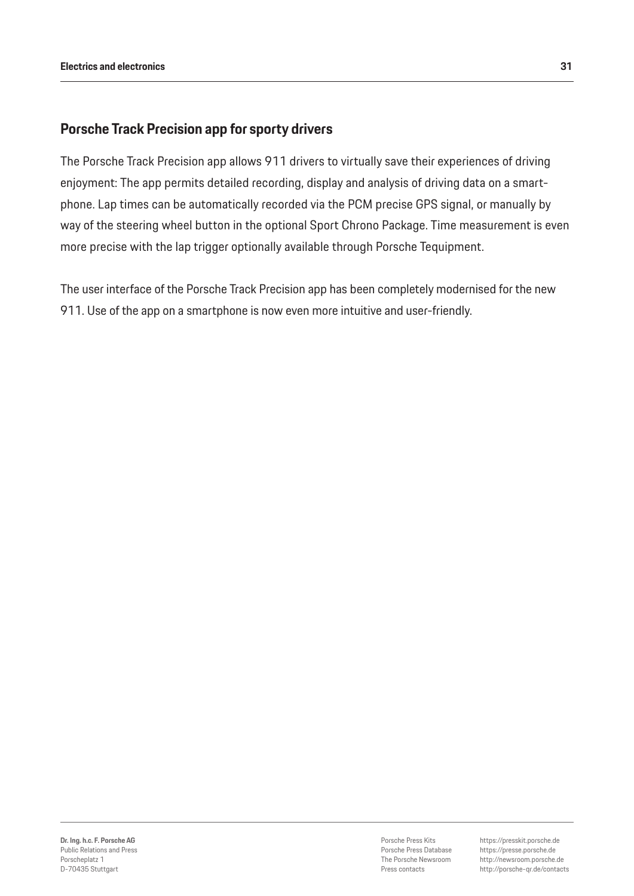## Porsche Track Precision app for sporty drivers

The Porsche Track Precision app allows 911 drivers to virtually save their experiences of driving enjoyment: The app permits detailed recording, display and analysis of driving data on a smartphone. Lap times can be automatically recorded via the PCM precise GPS signal, or manually by way of the steering wheel button in the optional Sport Chrono Package. Time measurement is even more precise with the lap trigger optionally available through Porsche Tequipment.

The user interface of the Porsche Track Precision app has been completely modernised for the new 911. Use of the app on a smartphone is now even more intuitive and user-friendly.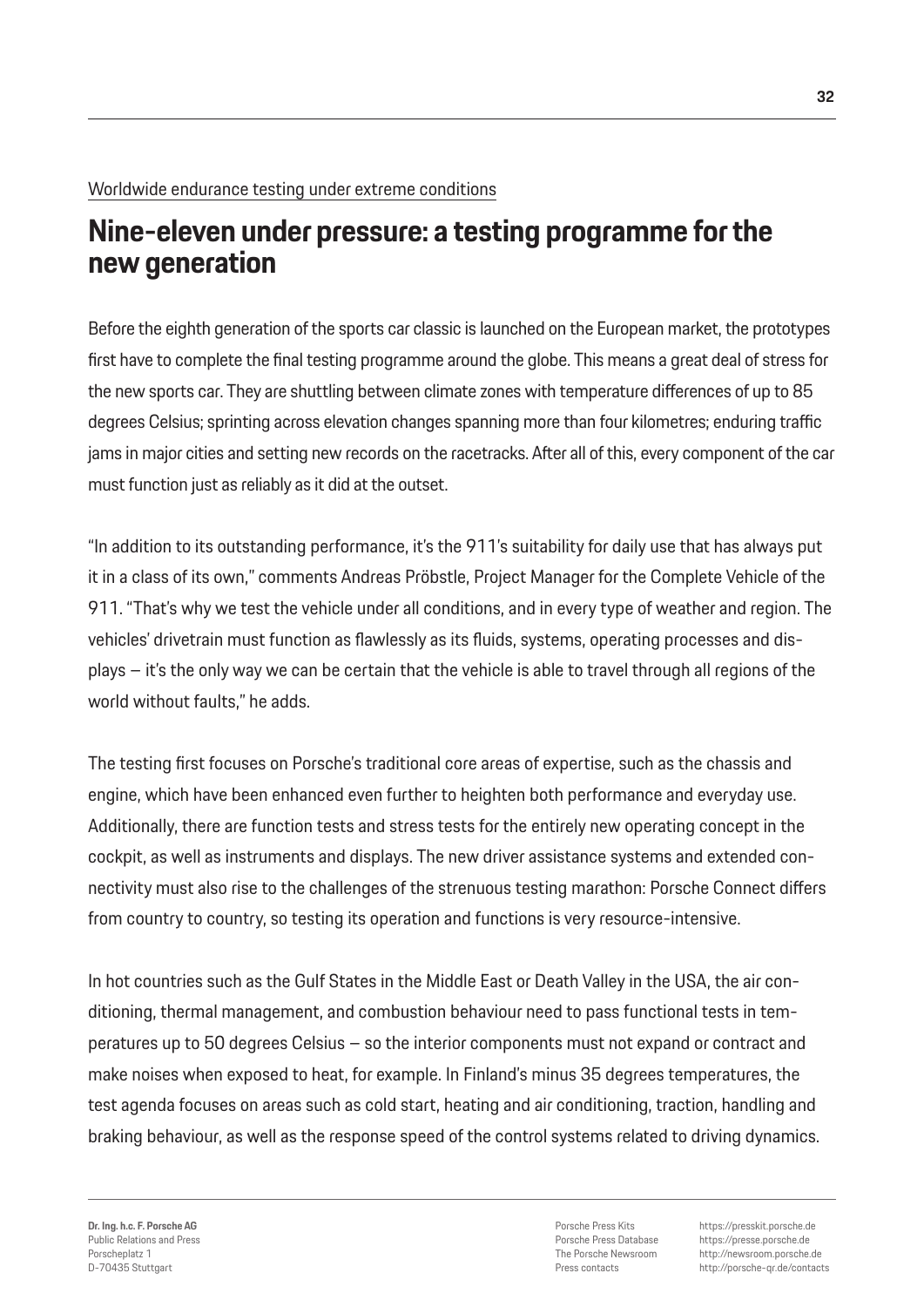Worldwide endurance testing under extreme conditions

# Nine-eleven under pressure: a testing programme for the new generation

Before the eighth generation of the sports car classic is launched on the European market, the prototypes first have to complete the final testing programme around the globe. This means a great deal of stress for the new sports car. They are shuttling between climate zones with temperature differences of up to 85 degrees Celsius; sprinting across elevation changes spanning more than four kilometres; enduring traffic jams in major cities and setting new records on the racetracks. After all of this, every component of the car must function just as reliably as it did at the outset.

"In addition to its outstanding performance, it's the 911's suitability for daily use that has always put it in a class of its own," comments Andreas Pröbstle, Project Manager for the Complete Vehicle of the 911. "That's why we test the vehicle under all conditions, and in every type of weather and region. The vehicles' drivetrain must function as flawlessly as its fluids, systems, operating processes and displays – it's the only way we can be certain that the vehicle is able to travel through all regions of the world without faults," he adds.

The testing first focuses on Porsche's traditional core areas of expertise, such as the chassis and engine, which have been enhanced even further to heighten both performance and everyday use. Additionally, there are function tests and stress tests for the entirely new operating concept in the cockpit, as well as instruments and displays. The new driver assistance systems and extended connectivity must also rise to the challenges of the strenuous testing marathon: Porsche Connect differs from country to country, so testing its operation and functions is very resource-intensive.

In hot countries such as the Gulf States in the Middle East or Death Valley in the USA, the air conditioning, thermal management, and combustion behaviour need to pass functional tests in temperatures up to 50 degrees Celsius – so the interior components must not expand or contract and make noises when exposed to heat, for example. In Finland's minus 35 degrees temperatures, the test agenda focuses on areas such as cold start, heating and air conditioning, traction, handling and braking behaviour, as well as the response speed of the control systems related to driving dynamics.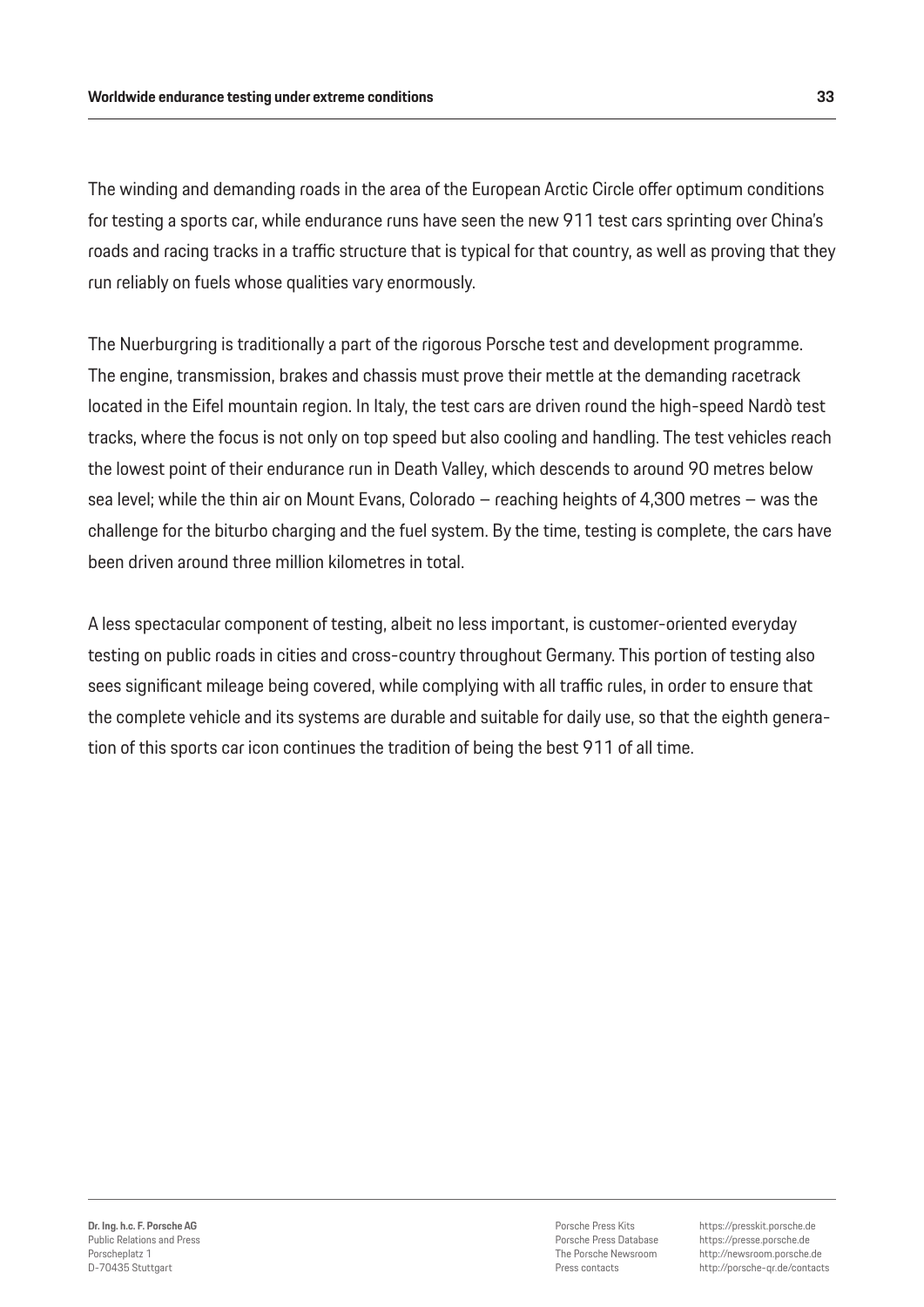The winding and demanding roads in the area of the European Arctic Circle offer optimum conditions for testing a sports car, while endurance runs have seen the new 911 test cars sprinting over China's roads and racing tracks in a traffic structure that is typical for that country, as well as proving that they run reliably on fuels whose qualities vary enormously.

The Nuerburgring is traditionally a part of the rigorous Porsche test and development programme. The engine, transmission, brakes and chassis must prove their mettle at the demanding racetrack located in the Eifel mountain region. In Italy, the test cars are driven round the high-speed Nardò test tracks, where the focus is not only on top speed but also cooling and handling. The test vehicles reach the lowest point of their endurance run in Death Valley, which descends to around 90 metres below sea level; while the thin air on Mount Evans, Colorado – reaching heights of 4,300 metres – was the challenge for the biturbo charging and the fuel system. By the time, testing is complete, the cars have been driven around three million kilometres in total.

A less spectacular component of testing, albeit no less important, is customer-oriented everyday testing on public roads in cities and cross-country throughout Germany. This portion of testing also sees significant mileage being covered, while complying with all traffic rules, in order to ensure that the complete vehicle and its systems are durable and suitable for daily use, so that the eighth generation of this sports car icon continues the tradition of being the best 911 of all time.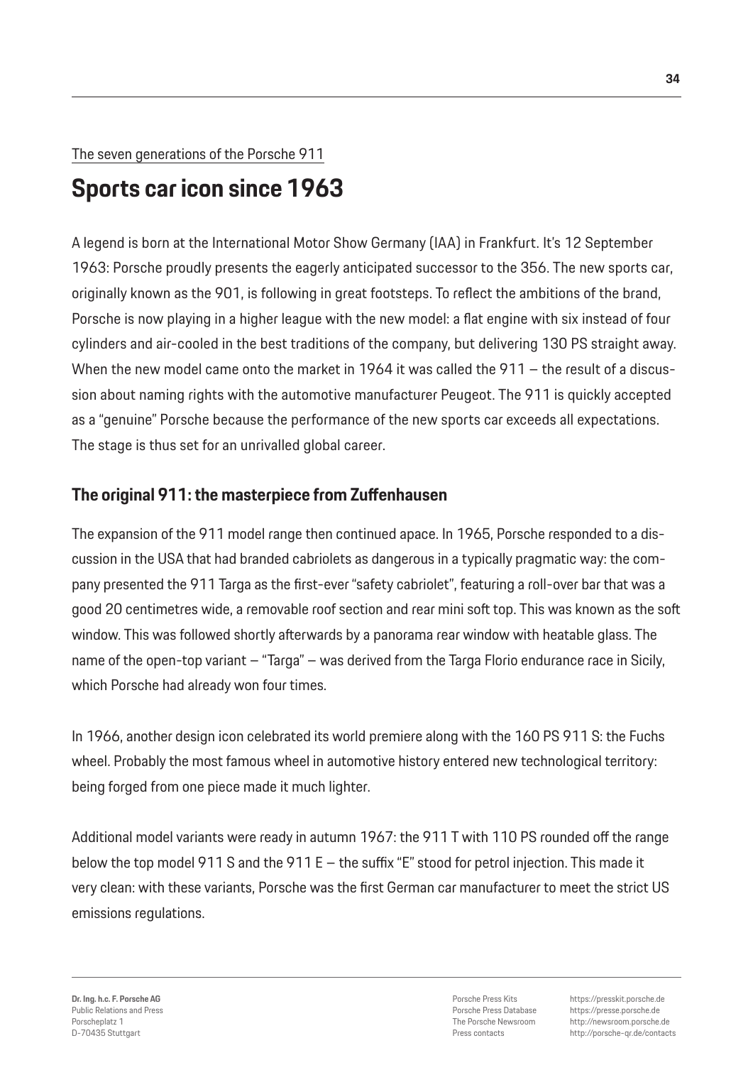The seven generations of the Porsche 911

# Sports car icon since 1963

A legend is born at the International Motor Show Germany (IAA) in Frankfurt. It's 12 September 1963: Porsche proudly presents the eagerly anticipated successor to the 356. The new sports car, originally known as the 901, is following in great footsteps. To reflect the ambitions of the brand, Porsche is now playing in a higher league with the new model: a flat engine with six instead of four cylinders and air-cooled in the best traditions of the company, but delivering 130 PS straight away. When the new model came onto the market in 1964 it was called the 911 – the result of a discussion about naming rights with the automotive manufacturer Peugeot. The 911 is quickly accepted as a "genuine" Porsche because the performance of the new sports car exceeds all expectations. The stage is thus set for an unrivalled global career.

## The original 911: the masterpiece from Zuffenhausen

The expansion of the 911 model range then continued apace. In 1965, Porsche responded to a discussion in the USA that had branded cabriolets as dangerous in a typically pragmatic way: the company presented the 911 Targa as the first-ever "safety cabriolet", featuring a roll-over bar that was a good 20 centimetres wide, a removable roof section and rear mini soft top. This was known as the soft window. This was followed shortly afterwards by a panorama rear window with heatable glass. The name of the open-top variant – "Targa" – was derived from the Targa Florio endurance race in Sicily, which Porsche had already won four times.

In 1966, another design icon celebrated its world premiere along with the 160 PS 911 S: the Fuchs wheel. Probably the most famous wheel in automotive history entered new technological territory: being forged from one piece made it much lighter.

Additional model variants were ready in autumn 1967: the 911 T with 110 PS rounded off the range below the top model 911 S and the 911 E – the suffix "E" stood for petrol injection. This made it very clean: with these variants, Porsche was the first German car manufacturer to meet the strict US emissions regulations.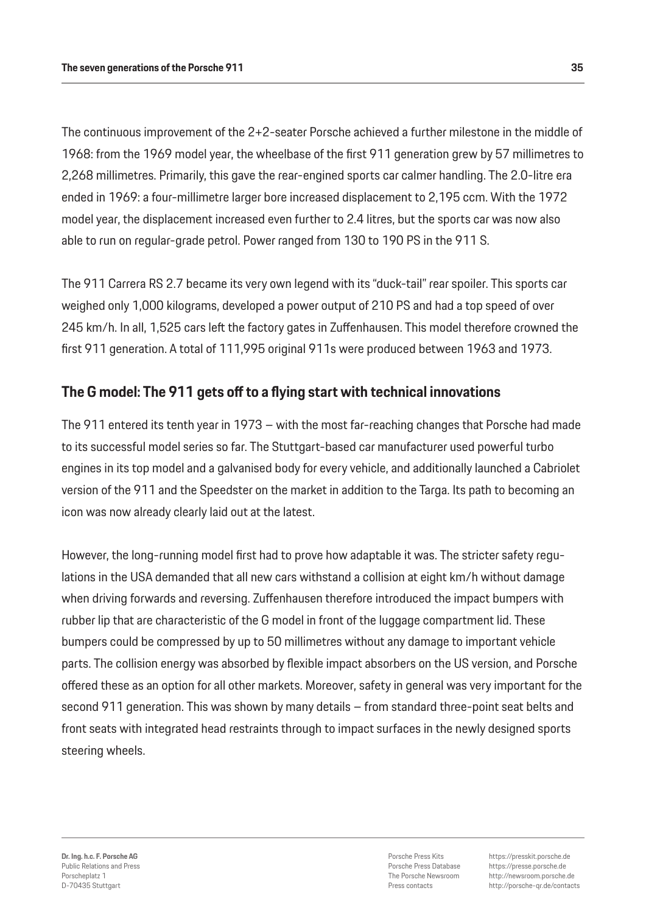The continuous improvement of the 2+2-seater Porsche achieved a further milestone in the middle of 1968: from the 1969 model year, the wheelbase of the first 911 generation grew by 57 millimetres to 2,268 millimetres. Primarily, this gave the rear-engined sports car calmer handling. The 2.0-litre era ended in 1969: a four-millimetre larger bore increased displacement to 2,195 ccm. With the 1972 model year, the displacement increased even further to 2.4 litres, but the sports car was now also able to run on regular-grade petrol. Power ranged from 130 to 190 PS in the 911 S.

The 911 Carrera RS 2.7 became its very own legend with its “duck-tail” rear spoiler. This sports car weighed only 1,000 kilograms, developed a power output of 210 PS and had a top speed of over 245 km/h. In all, 1,525 cars left the factory gates in Zuffenhausen. This model therefore crowned the first 911 generation. A total of 111,995 original 911s were produced between 1963 and 1973.

## The G model: The 911 gets off to a flying start with technical innovations

The 911 entered its tenth year in 1973 – with the most far-reaching changes that Porsche had made to its successful model series so far. The Stuttgart-based car manufacturer used powerful turbo engines in its top model and a galvanised body for every vehicle, and additionally launched a Cabriolet version of the 911 and the Speedster on the market in addition to the Targa. Its path to becoming an icon was now already clearly laid out at the latest.

However, the long-running model first had to prove how adaptable it was. The stricter safety regulations in the USA demanded that all new cars withstand a collision at eight km/h without damage when driving forwards and reversing. Zuffenhausen therefore introduced the impact bumpers with rubber lip that are characteristic of the G model in front of the luggage compartment lid. These bumpers could be compressed by up to 50 millimetres without any damage to important vehicle parts. The collision energy was absorbed by flexible impact absorbers on the US version, and Porsche offered these as an option for all other markets. Moreover, safety in general was very important for the second 911 generation. This was shown by many details – from standard three-point seat belts and front seats with integrated head restraints through to impact surfaces in the newly designed sports steering wheels.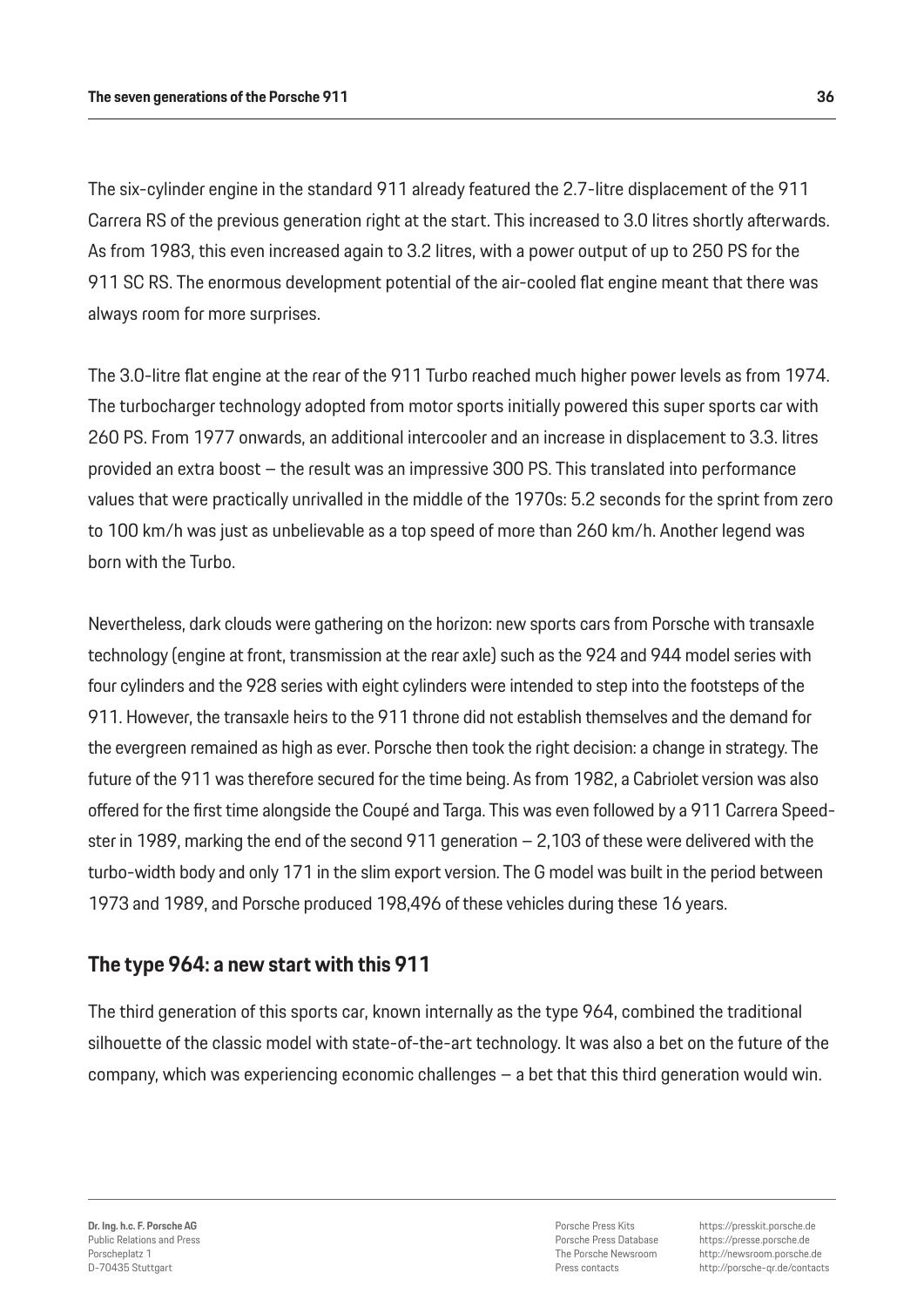The six-cylinder engine in the standard 911 already featured the 2.7-litre displacement of the 911 Carrera RS of the previous generation right at the start. This increased to 3.0 litres shortly afterwards. As from 1983, this even increased again to 3.2 litres, with a power output of up to 250 PS for the 911 SC RS. The enormous development potential of the air-cooled flat engine meant that there was always room for more surprises.

The 3.0-litre flat engine at the rear of the 911 Turbo reached much higher power levels as from 1974. The turbocharger technology adopted from motor sports initially powered this super sports car with 260 PS. From 1977 onwards, an additional intercooler and an increase in displacement to 3.3. litres provided an extra boost – the result was an impressive 300 PS. This translated into performance values that were practically unrivalled in the middle of the 1970s: 5.2 seconds for the sprint from zero to 100 km/h was just as unbelievable as a top speed of more than 260 km/h. Another legend was born with the Turbo.

Nevertheless, dark clouds were gathering on the horizon: new sports cars from Porsche with transaxle technology (engine at front, transmission at the rear axle) such as the 924 and 944 model series with four cylinders and the 928 series with eight cylinders were intended to step into the footsteps of the 911. However, the transaxle heirs to the 911 throne did not establish themselves and the demand for the evergreen remained as high as ever. Porsche then took the right decision: a change in strategy. The future of the 911 was therefore secured for the time being. As from 1982, a Cabriolet version was also offered for the first time alongside the Coupé and Targa. This was even followed by a 911 Carrera Speedster in 1989, marking the end of the second 911 generation – 2,103 of these were delivered with the turbo-width body and only 171 in the slim export version. The G model was built in the period between 1973 and 1989, and Porsche produced 198,496 of these vehicles during these 16 years.

## The type 964: a new start with this 911

The third generation of this sports car, known internally as the type 964, combined the traditional silhouette of the classic model with state-of-the-art technology. It was also a bet on the future of the company, which was experiencing economic challenges – a bet that this third generation would win.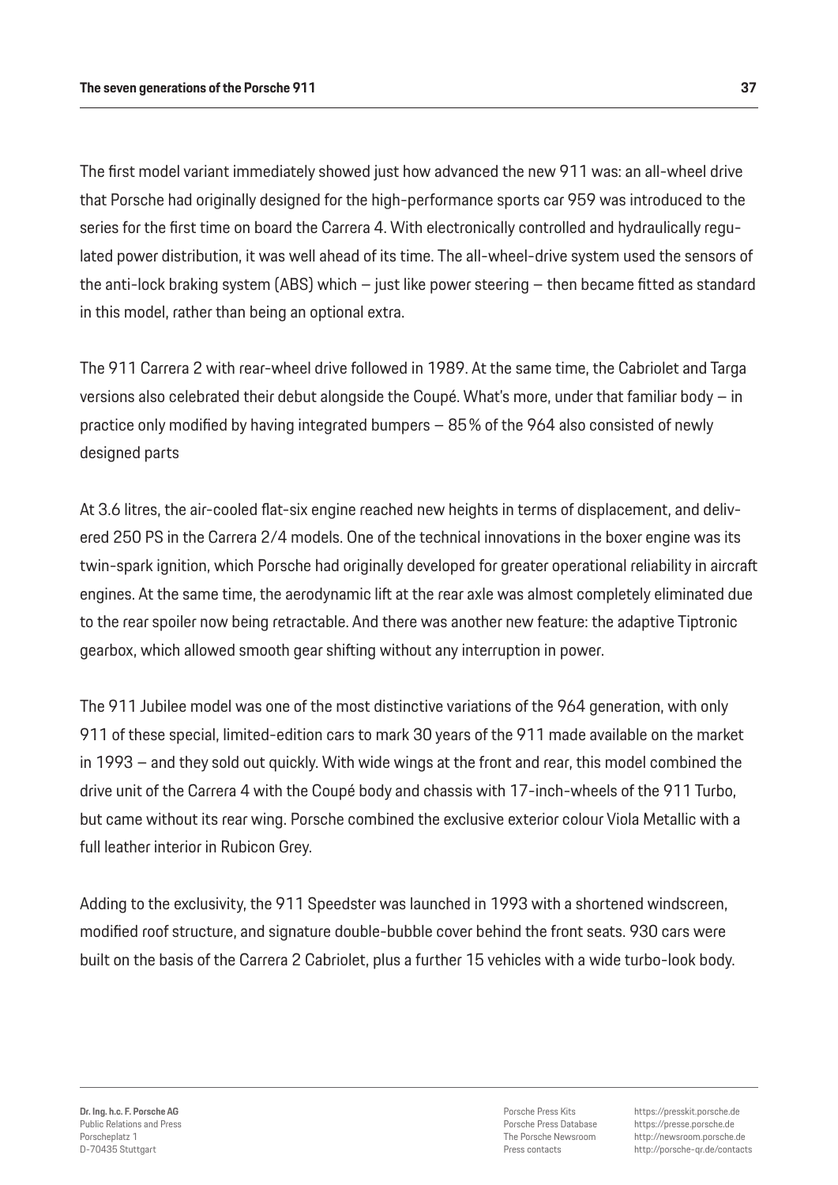The first model variant immediately showed just how advanced the new 911 was: an all-wheel drive that Porsche had originally designed for the high-performance sports car 959 was introduced to the series for the first time on board the Carrera 4. With electronically controlled and hydraulically regulated power distribution, it was well ahead of its time. The all-wheel-drive system used the sensors of the anti-lock braking system (ABS) which – just like power steering – then became fitted as standard in this model, rather than being an optional extra.

The 911 Carrera 2 with rear-wheel drive followed in 1989. At the same time, the Cabriolet and Targa versions also celebrated their debut alongside the Coupé. What's more, under that familiar body – in practice only modified by having integrated bumpers – 85% of the 964 also consisted of newly designed parts

At 3.6 litres, the air-cooled flat-six engine reached new heights in terms of displacement, and delivered 250 PS in the Carrera 2/4 models. One of the technical innovations in the boxer engine was its twin-spark ignition, which Porsche had originally developed for greater operational reliability in aircraft engines. At the same time, the aerodynamic lift at the rear axle was almost completely eliminated due to the rear spoiler now being retractable. And there was another new feature: the adaptive Tiptronic gearbox, which allowed smooth gear shifting without any interruption in power.

The 911 Jubilee model was one of the most distinctive variations of the 964 generation, with only 911 of these special, limited-edition cars to mark 30 years of the 911 made available on the market in 1993 – and they sold out quickly. With wide wings at the front and rear, this model combined the drive unit of the Carrera 4 with the Coupé body and chassis with 17-inch-wheels of the 911 Turbo, but came without its rear wing. Porsche combined the exclusive exterior colour Viola Metallic with a full leather interior in Rubicon Grey.

Adding to the exclusivity, the 911 Speedster was launched in 1993 with a shortened windscreen, modified roof structure, and signature double-bubble cover behind the front seats. 930 cars were built on the basis of the Carrera 2 Cabriolet, plus a further 15 vehicles with a wide turbo-look body.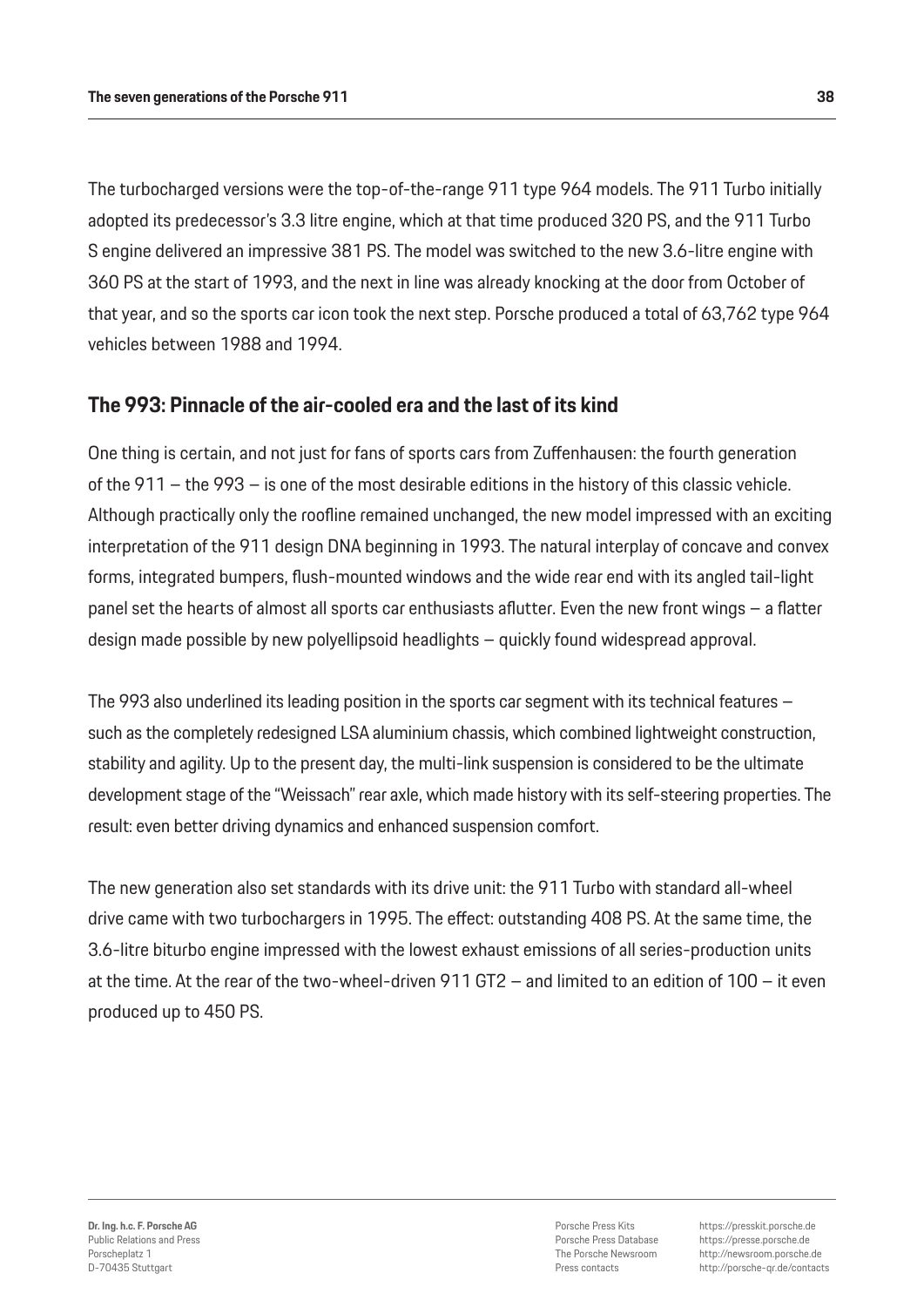The turbocharged versions were the top-of-the-range 911 type 964 models. The 911 Turbo initially adopted its predecessor's 3.3 litre engine, which at that time produced 320 PS, and the 911 Turbo S engine delivered an impressive 381 PS. The model was switched to the new 3.6-litre engine with 360 PS at the start of 1993, and the next in line was already knocking at the door from October of that year, and so the sports car icon took the next step. Porsche produced a total of 63,762 type 964 vehicles between 1988 and 1994.

## The 993: Pinnacle of the air-cooled era and the last of its kind

One thing is certain, and not just for fans of sports cars from Zuffenhausen: the fourth generation of the 911 – the 993 – is one of the most desirable editions in the history of this classic vehicle. Although practically only the roofline remained unchanged, the new model impressed with an exciting interpretation of the 911 design DNA beginning in 1993. The natural interplay of concave and convex forms, integrated bumpers, flush-mounted windows and the wide rear end with its angled tail-light panel set the hearts of almost all sports car enthusiasts aflutter. Even the new front wings – a flatter design made possible by new polyellipsoid headlights – quickly found widespread approval.

The 993 also underlined its leading position in the sports car segment with its technical features – such as the completely redesigned LSA aluminium chassis, which combined lightweight construction, stability and agility. Up to the present day, the multi-link suspension is considered to be the ultimate development stage of the "Weissach" rear axle, which made history with its self-steering properties. The result: even better driving dynamics and enhanced suspension comfort.

The new generation also set standards with its drive unit: the 911 Turbo with standard all-wheel drive came with two turbochargers in 1995. The effect: outstanding 408 PS. At the same time, the 3.6-litre biturbo engine impressed with the lowest exhaust emissions of all series-production units at the time. At the rear of the two-wheel-driven 911 GT2 – and limited to an edition of 100 – it even produced up to 450 PS.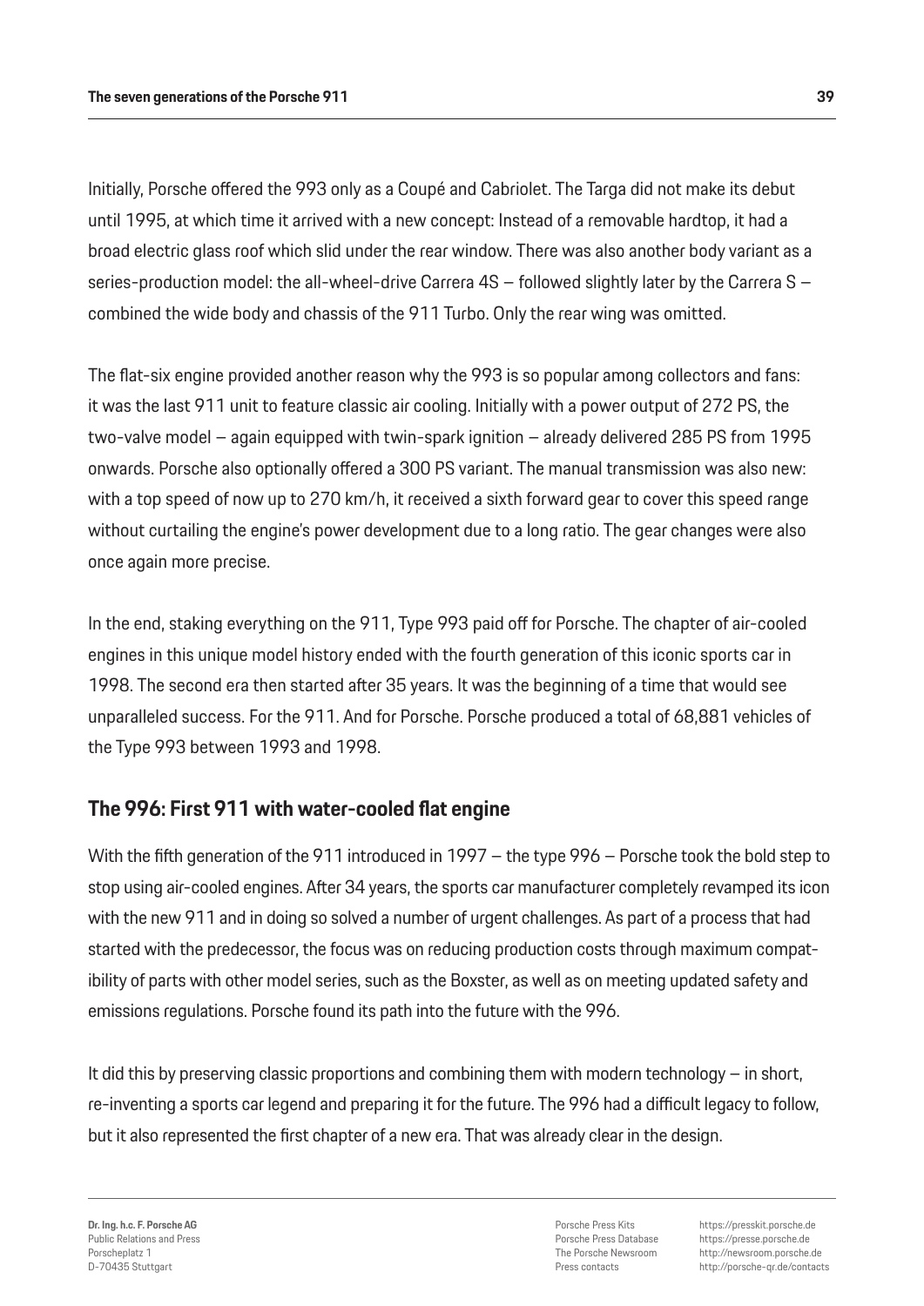Initially, Porsche offered the 993 only as a Coupé and Cabriolet. The Targa did not make its debut until 1995, at which time it arrived with a new concept: Instead of a removable hardtop, it had a broad electric glass roof which slid under the rear window. There was also another body variant as a series-production model: the all-wheel-drive Carrera 4S – followed slightly later by the Carrera S – combined the wide body and chassis of the 911 Turbo. Only the rear wing was omitted.

The flat-six engine provided another reason why the 993 is so popular among collectors and fans: it was the last 911 unit to feature classic air cooling. Initially with a power output of 272 PS, the two-valve model – again equipped with twin-spark ignition – already delivered 285 PS from 1995 onwards. Porsche also optionally offered a 300 PS variant. The manual transmission was also new: with a top speed of now up to 270 km/h, it received a sixth forward gear to cover this speed range without curtailing the engine's power development due to a long ratio. The gear changes were also once again more precise.

In the end, staking everything on the 911, Type 993 paid off for Porsche. The chapter of air-cooled engines in this unique model history ended with the fourth generation of this iconic sports car in 1998. The second era then started after 35 years. It was the beginning of a time that would see unparalleled success. For the 911. And for Porsche. Porsche produced a total of 68,881 vehicles of the Type 993 between 1993 and 1998.

## The 996: First 911 with water-cooled flat engine

With the fifth generation of the 911 introduced in 1997 – the type 996 – Porsche took the bold step to stop using air-cooled engines. After 34 years, the sports car manufacturer completely revamped its icon with the new 911 and in doing so solved a number of urgent challenges. As part of a process that had started with the predecessor, the focus was on reducing production costs through maximum compatibility of parts with other model series, such as the Boxster, as well as on meeting updated safety and emissions regulations. Porsche found its path into the future with the 996.

It did this by preserving classic proportions and combining them with modern technology – in short, re-inventing a sports car legend and preparing it for the future. The 996 had a difficult legacy to follow, but it also represented the first chapter of a new era. That was already clear in the design.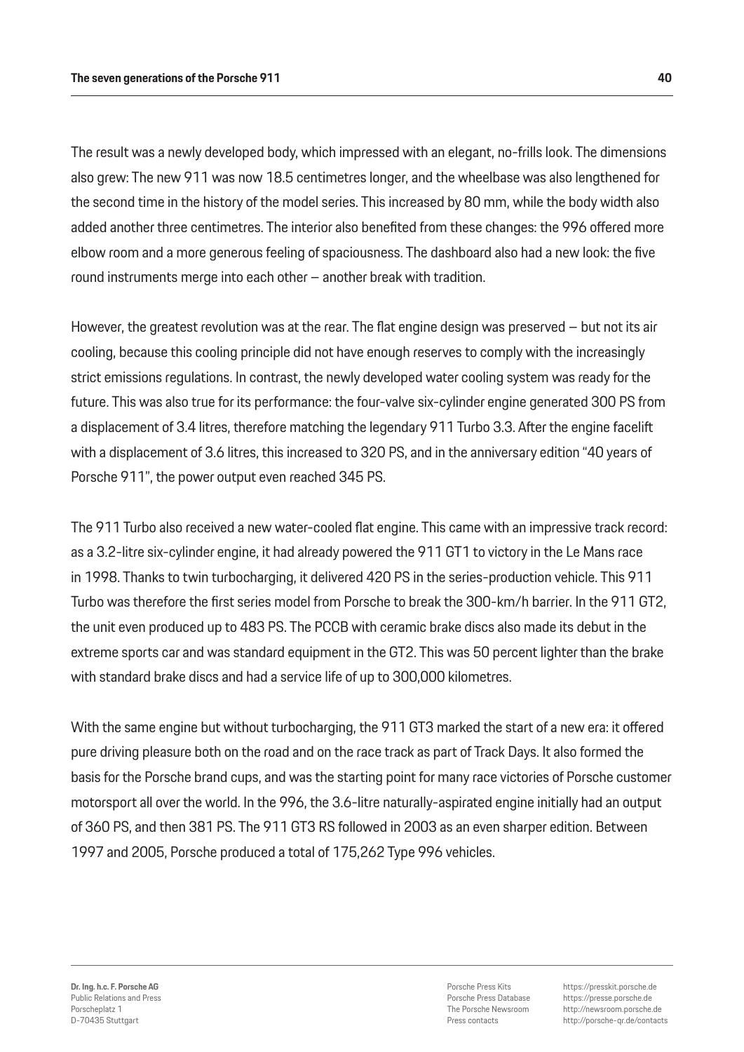The result was a newly developed body, which impressed with an elegant, no-frills look. The dimensions also grew: The new 911 was now 18.5 centimetres longer, and the wheelbase was also lengthened for the second time in the history of the model series. This increased by 80 mm, while the body width also added another three centimetres. The interior also benefited from these changes: the 996 offered more elbow room and a more generous feeling of spaciousness. The dashboard also had a new look: the five round instruments merge into each other – another break with tradition.

However, the greatest revolution was at the rear. The flat engine design was preserved – but not its air cooling, because this cooling principle did not have enough reserves to comply with the increasingly strict emissions regulations. In contrast, the newly developed water cooling system was ready for the future. This was also true for its performance: the four-valve six-cylinder engine generated 300 PS from a displacement of 3.4 litres, therefore matching the legendary 911 Turbo 3.3. After the engine facelift with a displacement of 3.6 litres, this increased to 320 PS, and in the anniversary edition "40 years of Porsche 911", the power output even reached 345 PS.

The 911 Turbo also received a new water-cooled flat engine. This came with an impressive track record: as a 3.2-litre six-cylinder engine, it had already powered the 911 GT1 to victory in the Le Mans race in 1998. Thanks to twin turbocharging, it delivered 420 PS in the series-production vehicle. This 911 Turbo was therefore the first series model from Porsche to break the 300-km/h barrier. In the 911 GT2, the unit even produced up to 483 PS. The PCCB with ceramic brake discs also made its debut in the extreme sports car and was standard equipment in the GT2. This was 50 percent lighter than the brake with standard brake discs and had a service life of up to 300,000 kilometres.

With the same engine but without turbocharging, the 911 GT3 marked the start of a new era: it offered pure driving pleasure both on the road and on the race track as part of Track Days. It also formed the basis for the Porsche brand cups, and was the starting point for many race victories of Porsche customer motorsport all over the world. In the 996, the 3.6-litre naturally-aspirated engine initially had an output of 360 PS, and then 381 PS. The 911 GT3 RS followed in 2003 as an even sharper edition. Between 1997 and 2005, Porsche produced a total of 175,262 Type 996 vehicles.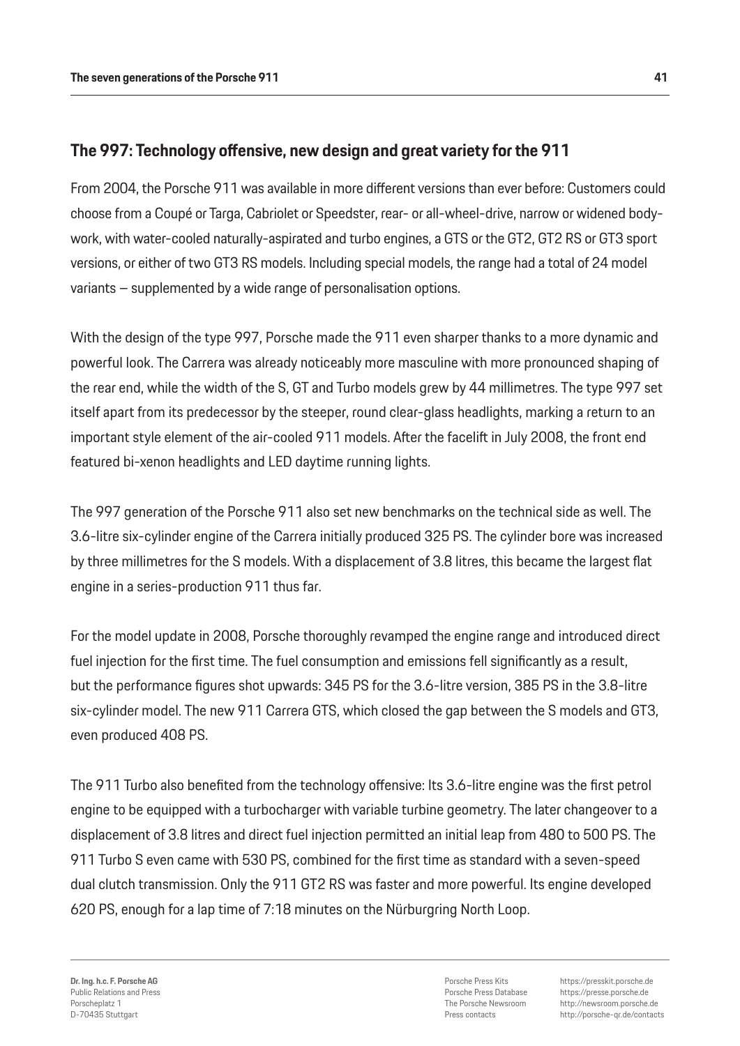## The 997: Technology offensive, new design and great variety for the 911

From 2004, the Porsche 911 was available in more different versions than ever before: Customers could choose from a Coupé or Targa, Cabriolet or Speedster, rear- or all-wheel-drive, narrow or widened bodywork, with water-cooled naturally-aspirated and turbo engines, a GTS or the GT2, GT2 RS or GT3 sport versions, or either of two GT3 RS models. Including special models, the range had a total of 24 model variants – supplemented by a wide range of personalisation options.

With the design of the type 997, Porsche made the 911 even sharper thanks to a more dynamic and powerful look. The Carrera was already noticeably more masculine with more pronounced shaping of the rear end, while the width of the S, GT and Turbo models grew by 44 millimetres. The type 997 set itself apart from its predecessor by the steeper, round clear-glass headlights, marking a return to an important style element of the air-cooled 911 models. After the facelift in July 2008, the front end featured bi-xenon headlights and LED daytime running lights.

The 997 generation of the Porsche 911 also set new benchmarks on the technical side as well. The 3.6-litre six-cylinder engine of the Carrera initially produced 325 PS. The cylinder bore was increased by three millimetres for the S models. With a displacement of 3.8 litres, this became the largest flat engine in a series-production 911 thus far.

For the model update in 2008, Porsche thoroughly revamped the engine range and introduced direct fuel injection for the first time. The fuel consumption and emissions fell significantly as a result, but the performance figures shot upwards: 345 PS for the 3.6-litre version, 385 PS in the 3.8-litre six-cylinder model. The new 911 Carrera GTS, which closed the gap between the S models and GT3, even produced 408 PS.

The 911 Turbo also benefited from the technology offensive: Its 3.6-litre engine was the first petrol engine to be equipped with a turbocharger with variable turbine geometry. The later changeover to a displacement of 3.8 litres and direct fuel injection permitted an initial leap from 480 to 500 PS. The 911 Turbo S even came with 530 PS, combined for the first time as standard with a seven-speed dual clutch transmission. Only the 911 GT2 RS was faster and more powerful. Its engine developed 620 PS, enough for a lap time of 7:18 minutes on the Nürburgring North Loop.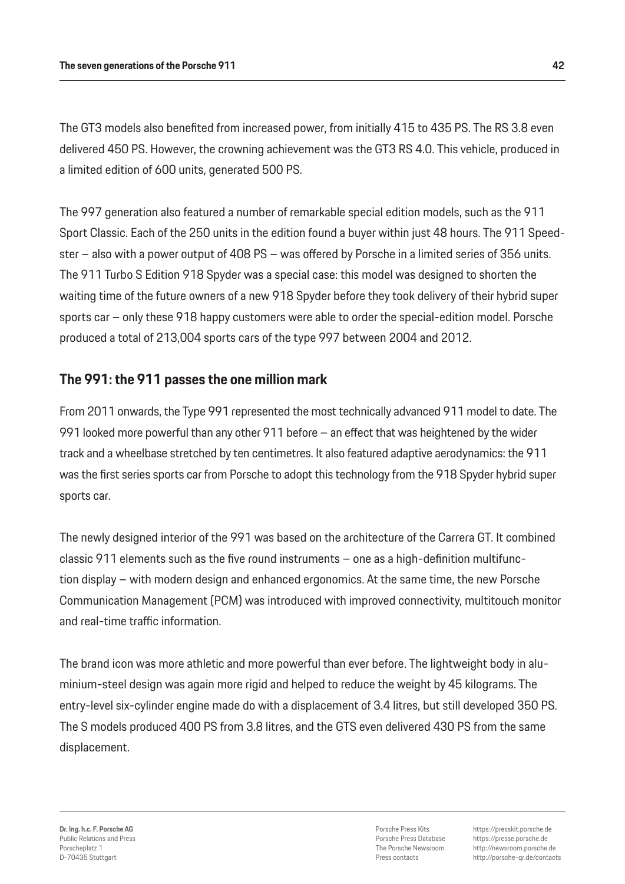The GT3 models also benefited from increased power, from initially 415 to 435 PS. The RS 3.8 even delivered 450 PS. However, the crowning achievement was the GT3 RS 4.0. This vehicle, produced in a limited edition of 600 units, generated 500 PS.

The 997 generation also featured a number of remarkable special edition models, such as the 911 Sport Classic. Each of the 250 units in the edition found a buyer within just 48 hours. The 911 Speedster – also with a power output of 408 PS – was offered by Porsche in a limited series of 356 units. The 911 Turbo S Edition 918 Spyder was a special case: this model was designed to shorten the waiting time of the future owners of a new 918 Spyder before they took delivery of their hybrid super sports car – only these 918 happy customers were able to order the special-edition model. Porsche produced a total of 213,004 sports cars of the type 997 between 2004 and 2012.

## The 991: the 911 passes the one million mark

From 2011 onwards, the Type 991 represented the most technically advanced 911 model to date. The 991 looked more powerful than any other 911 before – an effect that was heightened by the wider track and a wheelbase stretched by ten centimetres. It also featured adaptive aerodynamics: the 911 was the first series sports car from Porsche to adopt this technology from the 918 Spyder hybrid super sports car.

The newly designed interior of the 991 was based on the architecture of the Carrera GT. It combined classic 911 elements such as the five round instruments – one as a high-definition multifunction display – with modern design and enhanced ergonomics. At the same time, the new Porsche Communication Management (PCM) was introduced with improved connectivity, multitouch monitor and real-time traffic information.

The brand icon was more athletic and more powerful than ever before. The lightweight body in aluminium-steel design was again more rigid and helped to reduce the weight by 45 kilograms. The entry-level six-cylinder engine made do with a displacement of 3.4 litres, but still developed 350 PS. The S models produced 400 PS from 3.8 litres, and the GTS even delivered 430 PS from the same displacement.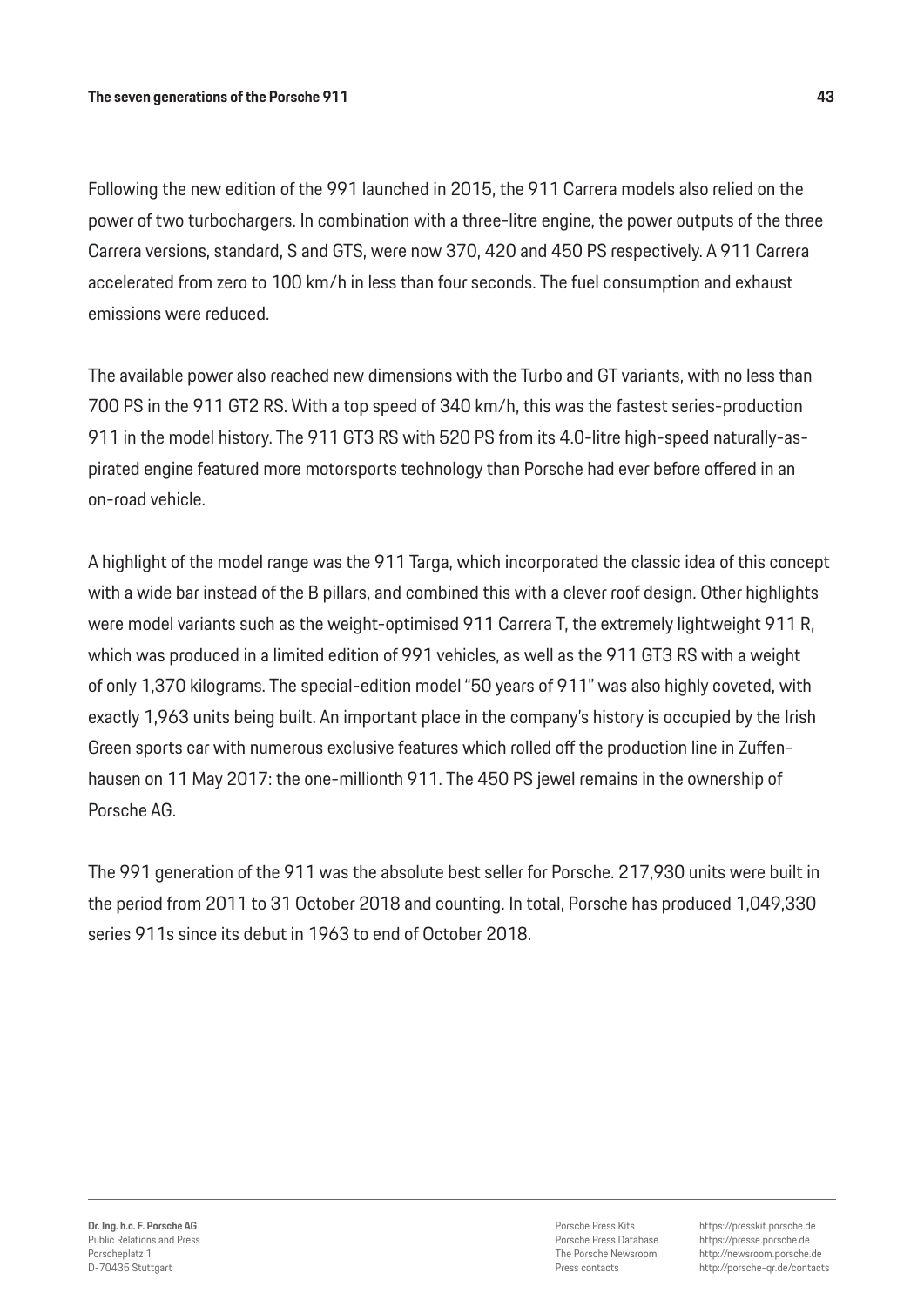Following the new edition of the 991 launched in 2015, the 911 Carrera models also relied on the power of two turbochargers. In combination with a three-litre engine, the power outputs of the three Carrera versions, standard, S and GTS, were now 370, 420 and 450 PS respectively. A 911 Carrera accelerated from zero to 100 km/h in less than four seconds. The fuel consumption and exhaust emissions were reduced.

The available power also reached new dimensions with the Turbo and GT variants, with no less than 700 PS in the 911 GT2 RS. With a top speed of 340 km/h, this was the fastest series-production 911 in the model history. The 911 GT3 RS with 520 PS from its 4.0-litre high-speed naturally-aspirated engine featured more motorsports technology than Porsche had ever before offered in an on-road vehicle.

A highlight of the model range was the 911 Targa, which incorporated the classic idea of this concept with a wide bar instead of the B pillars, and combined this with a clever roof design. Other highlights were model variants such as the weight-optimised 911 Carrera T, the extremely lightweight 911 R, which was produced in a limited edition of 991 vehicles, as well as the 911 GT3 RS with a weight of only 1,370 kilograms. The special-edition model "50 years of 911" was also highly coveted, with exactly 1,963 units being built. An important place in the company's history is occupied by the Irish Green sports car with numerous exclusive features which rolled off the production line in Zuffenhausen on 11 May 2017: the one-millionth 911. The 450 PS jewel remains in the ownership of Porsche AG.

The 991 generation of the 911 was the absolute best seller for Porsche. 217,930 units were built in the period from 2011 to 31 October 2018 and counting. In total, Porsche has produced 1,049,330 series 911s since its debut in 1963 to end of October 2018.